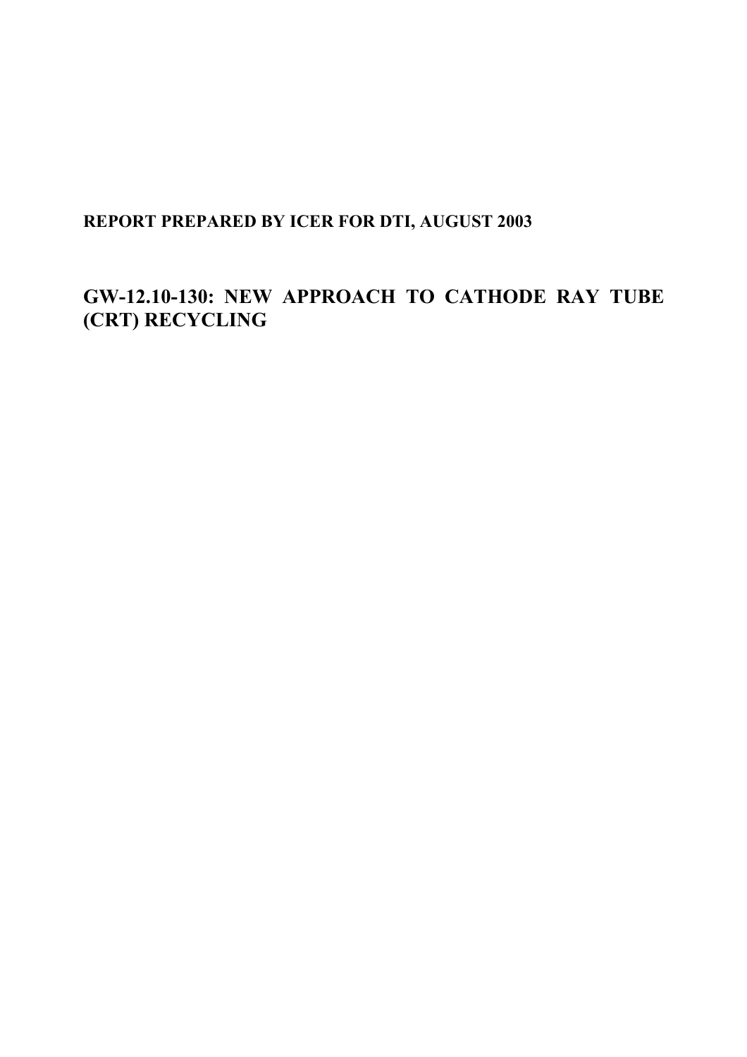**REPORT PREPARED BY ICER FOR DTI, AUGUST 2003**

# GW-12.10-130: NEW APPROACH TO CATHODE RAY TUBE (CRT) RECYCLING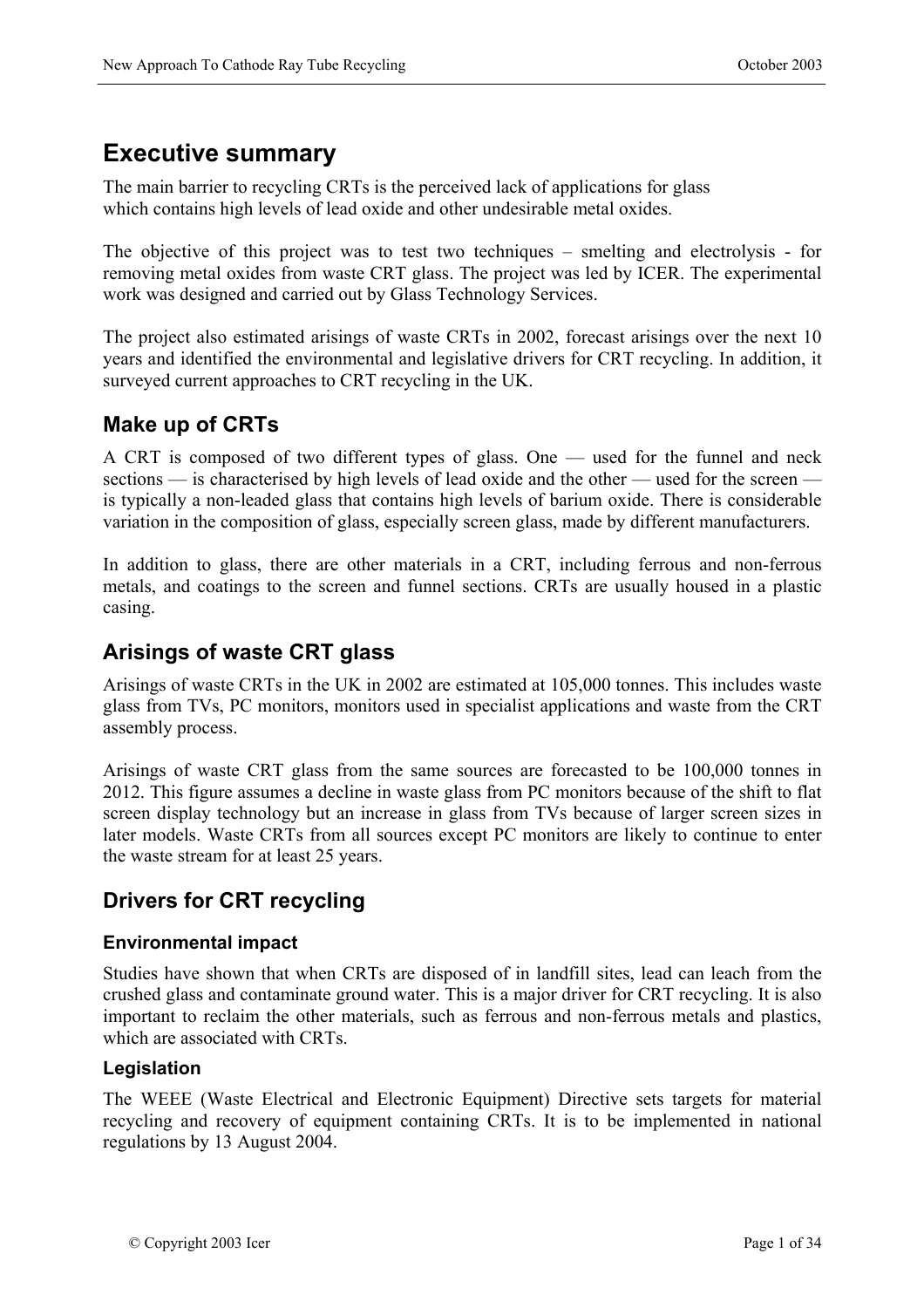# Executive summary

The main barrier to recycling CRTs is the perceived lack of applications for glass which contains high levels of lead oxide and other undesirable metal oxides.

The objective of this project was to test two techniques – smelting and electrolysis - for removing metal oxides from waste CRT glass. The project was led by ICER. The experimental work was designed and carried out by Glass Technology Services.

The project also estimated arisings of waste CRTs in 2002, forecast arisings over the next 10 years and identified the environmental and legislative drivers for CRT recycling. In addition, it surveyed current approaches to CRT recycling in the UK.

## Make up of CRTs

A CRT is composed of two different types of glass. One — used for the funnel and neck sections — is characterised by high levels of lead oxide and the other — used for the screen — is typically a non-leaded glass that contains high levels of barium oxide. There is considerable variation in the composition of glass, especially screen glass, made by different manufacturers.

In addition to glass, there are other materials in a CRT, including ferrous and non-ferrous metals, and coatings to the screen and funnel sections. CRTs are usually housed in a plastic casing.

## Arisings of waste CRT glass

Arisings of waste CRTs in the UK in 2002 are estimated at 105,000 tonnes. This includes waste glass from TVs, PC monitors, monitors used in specialist applications and waste from the CRT assembly process.

Arisings of waste CRT glass from the same sources are forecasted to be 100,000 tonnes in 2012. This figure assumes a decline in waste glass from PC monitors because of the shift to flat screen display technology but an increase in glass from TVs because of larger screen sizes in later models. Waste CRTs from all sources except PC monitors are likely to continue to enter the waste stream for at least 25 years.

## Drivers for CRT recycling

### Environmental impact

Studies have shown that when CRTs are disposed of in landfill sites, lead can leach from the crushed glass and contaminate ground water. This is a major driver for CRT recycling. It is also important to reclaim the other materials, such as ferrous and non-ferrous metals and plastics, which are associated with CRTs.

### Legislation

The WEEE (Waste Electrical and Electronic Equipment) Directive sets targets for material recycling and recovery of equipment containing CRTs. It is to be implemented in national regulations by 13 August 2004.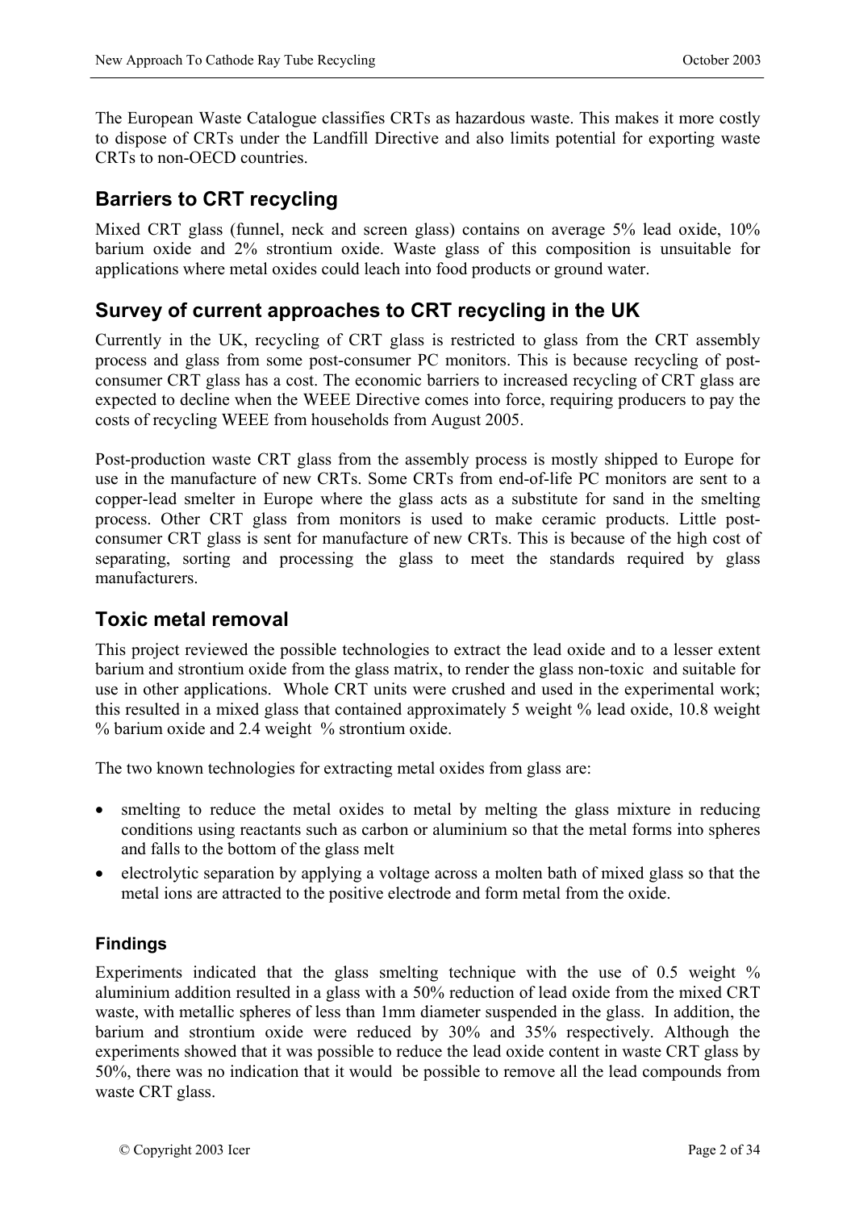The European Waste Catalogue classifies CRTs as hazardous waste. This makes it more costly to dispose of CRTs under the Landfill Directive and also limits potential for exporting waste CRTs to non-OECD countries.

## Barriers to CRT recycling

Mixed CRT glass (funnel, neck and screen glass) contains on average 5% lead oxide, 10% barium oxide and 2% strontium oxide. Waste glass of this composition is unsuitable for applications where metal oxides could leach into food products or ground water.

## Survey of current approaches to CRT recycling in the UK

Currently in the UK, recycling of CRT glass is restricted to glass from the CRT assembly process and glass from some post-consumer PC monitors. This is because recycling of post-consumer CRT glass has a cost. The economic barriers to increased recycling of CRT glass are expected to decline when the WEEE Directive comes into force, requiring producers to pay the costs of recycling WEEE from households from August 2005.

Post-production waste CRT glass from the assembly process is mostly shipped to Europe for use in the manufacture of new CRTs. Some CRTs from end-of-life PC monitors are sent to a copper-lead smelter in Europe where the glass acts as a substitute for sand in the smelting process. Other CRT glass from monitors is used to make ceramic products. Little post-consumer CRT glass is sent for manufacture of new CRTs. This is because of the high cost of separating, sorting and processing the glass to meet the standards required by glass manufacturers.

## Toxic metal removal

This project reviewed the possible technologies to extract the lead oxide and to a lesser extent barium and strontium oxide from the glass matrix, to render the glass non-toxic and suitable for use in other applications. Whole CRT units were crushed and used in the experimental work; this resulted in a mixed glass that contained approximately 5 weight % lead oxide, 10.8 weight % barium oxide and 2.4 weight % strontium oxide.

The two known technologies for extracting metal oxides from glass are:

- smelting to reduce the metal oxides to metal by melting the glass mixture in reducing conditions using reactants such as carbon or aluminium so that the metal forms into spheres and falls to the bottom of the glass melt
- electrolytic separation by applying a voltage across a molten bath of mixed glass so that the metal ions are attracted to the positive electrode and form metal from the oxide.

### Findings

Experiments indicated that the glass smelting technique with the use of 0.5 weight % aluminium addition resulted in a glass with a 50% reduction of lead oxide from the mixed CRT waste, with metallic spheres of less than 1mm diameter suspended in the glass. In addition, the barium and strontium oxide were reduced by 30% and 35% respectively. Although the experiments showed that it was possible to reduce the lead oxide content in waste CRT glass by 50%, there was no indication that it would be possible to remove all the lead compounds from waste CRT glass.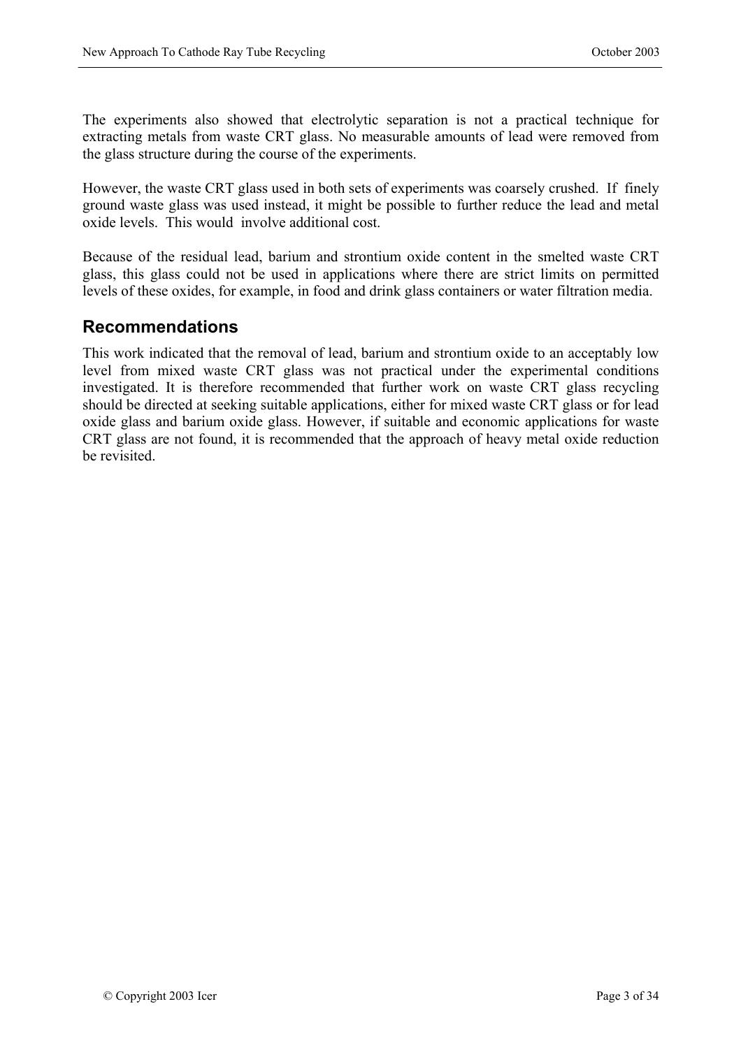The experiments also showed that electrolytic separation is not a practical technique for extracting metals from waste CRT glass. No measurable amounts of lead were removed from the glass structure during the course of the experiments.

However, the waste CRT glass used in both sets of experiments was coarsely crushed. If finely ground waste glass was used instead, it might be possible to further reduce the lead and metal oxide levels. This would involve additional cost.

Because of the residual lead, barium and strontium oxide content in the smelted waste CRT glass, this glass could not be used in applications where there are strict limits on permitted levels of these oxides, for example, in food and drink glass containers or water filtration media.

## Recommendations

This work indicated that the removal of lead, barium and strontium oxide to an acceptably low level from mixed waste CRT glass was not practical under the experimental conditions investigated. It is therefore recommended that further work on waste CRT glass recycling should be directed at seeking suitable applications, either for mixed waste CRT glass or for lead oxide glass and barium oxide glass. However, if suitable and economic applications for waste CRT glass are not found, it is recommended that the approach of heavy metal oxide reduction be revisited.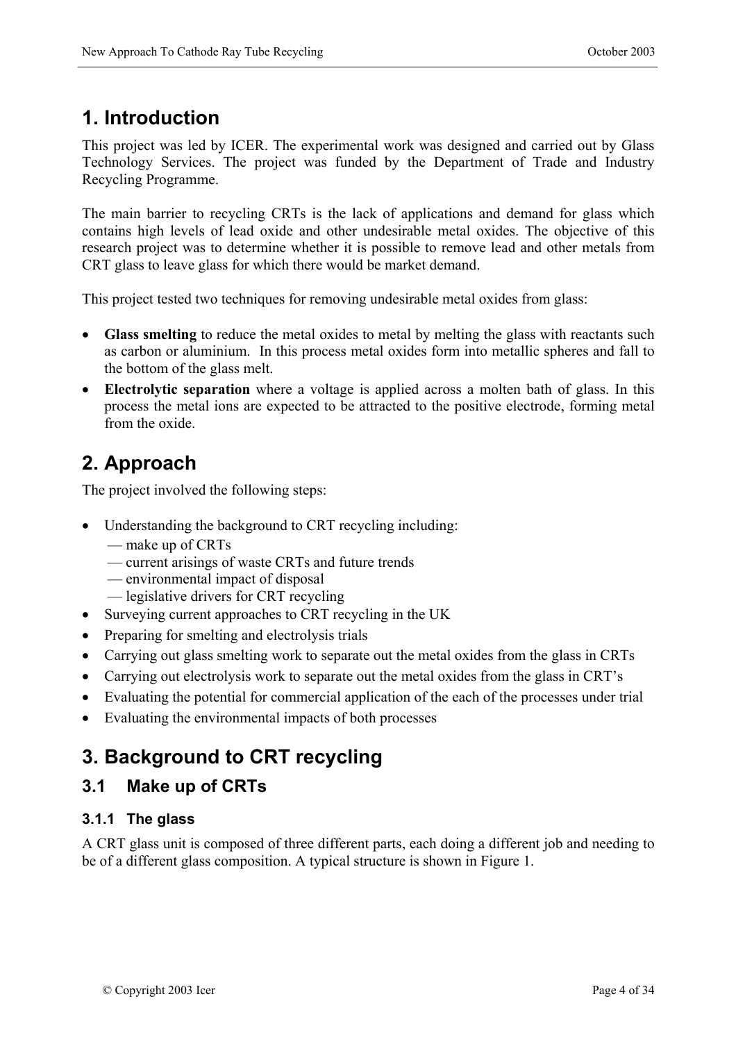# 1. Introduction

This project was led by ICER. The experimental work was designed and carried out by Glass Technology Services. The project was funded by the Department of Trade and Industry Recycling Programme.

The main barrier to recycling CRTs is the lack of applications and demand for glass which contains high levels of lead oxide and other undesirable metal oxides. The objective of this research project was to determine whether it is possible to remove lead and other metals from CRT glass to leave glass for which there would be market demand.

This project tested two techniques for removing undesirable metal oxides from glass:

- **Glass smelting** to reduce the metal oxides to metal by melting the glass with reactants such as carbon or aluminium. In this process metal oxides form into metallic spheres and fall to the bottom of the glass melt.
- **Electrolytic separation** where a voltage is applied across a molten bath of glass. In this process the metal ions are expected to be attracted to the positive electrode, forming metal from the oxide.

# 2. Approach

The project involved the following steps:

- Understanding the background to CRT recycling including:
  — make up of CRTs
  — current arisings of waste CRTs and future trends
  — environmental impact of disposal
  — legislative drivers for CRT recycling
- Surveying current approaches to CRT recycling in the UK
- Preparing for smelting and electrolysis trials
- Carrying out glass smelting work to separate out the metal oxides from the glass in CRTs
- Carrying out electrolysis work to separate out the metal oxides from the glass in CRT's
- Evaluating the potential for commercial application of the each of the processes under trial
- Evaluating the environmental impacts of both processes

# 3. Background to CRT recycling

## 3.1 Make up of CRTs

### 3.1.1 The glass

A CRT glass unit is composed of three different parts, each doing a different job and needing to be of a different glass composition. A typical structure is shown in Figure 1.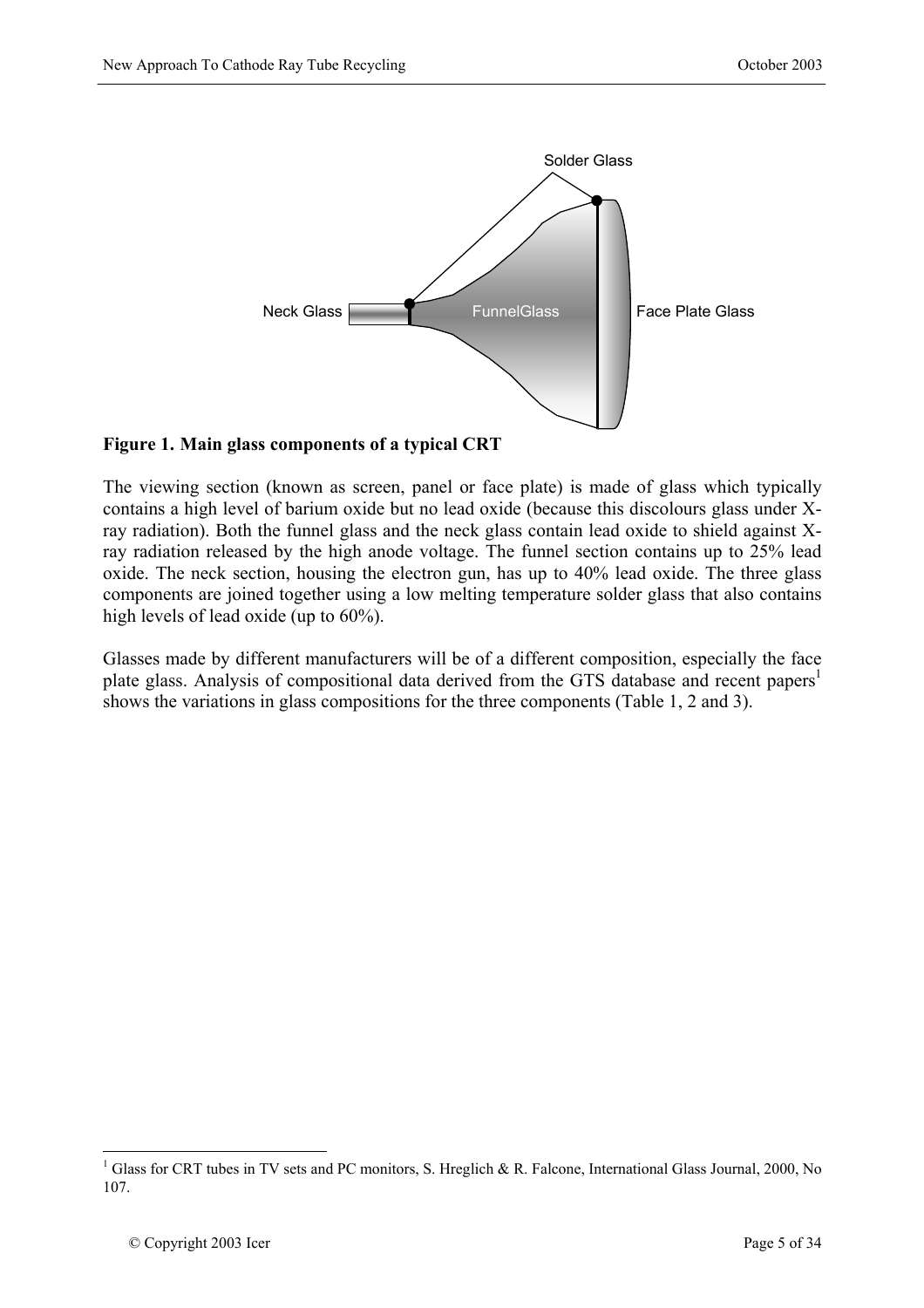**Figure 1. Main glass components of a typical CRT**

The viewing section (known as screen, panel or face plate) is made of glass which typically contains a high level of barium oxide but no lead oxide (because this discolours glass under X-ray radiation). Both the funnel glass and the neck glass contain lead oxide to shield against X-ray radiation released by the high anode voltage. The funnel section contains up to 25% lead oxide. The neck section, housing the electron gun, has up to 40% lead oxide. The three glass components are joined together using a low melting temperature solder glass that also contains high levels of lead oxide (up to 60%).

Glasses made by different manufacturers will be of a different composition, especially the face plate glass. Analysis of compositional data derived from the GTS database and recent papers[1] shows the variations in glass compositions for the three components (Table 1, 2 and 3).

[1] Glass for CRT tubes in TV sets and PC monitors, S. Hreglich & R. Falcone, International Glass Journal, 2000, No 107.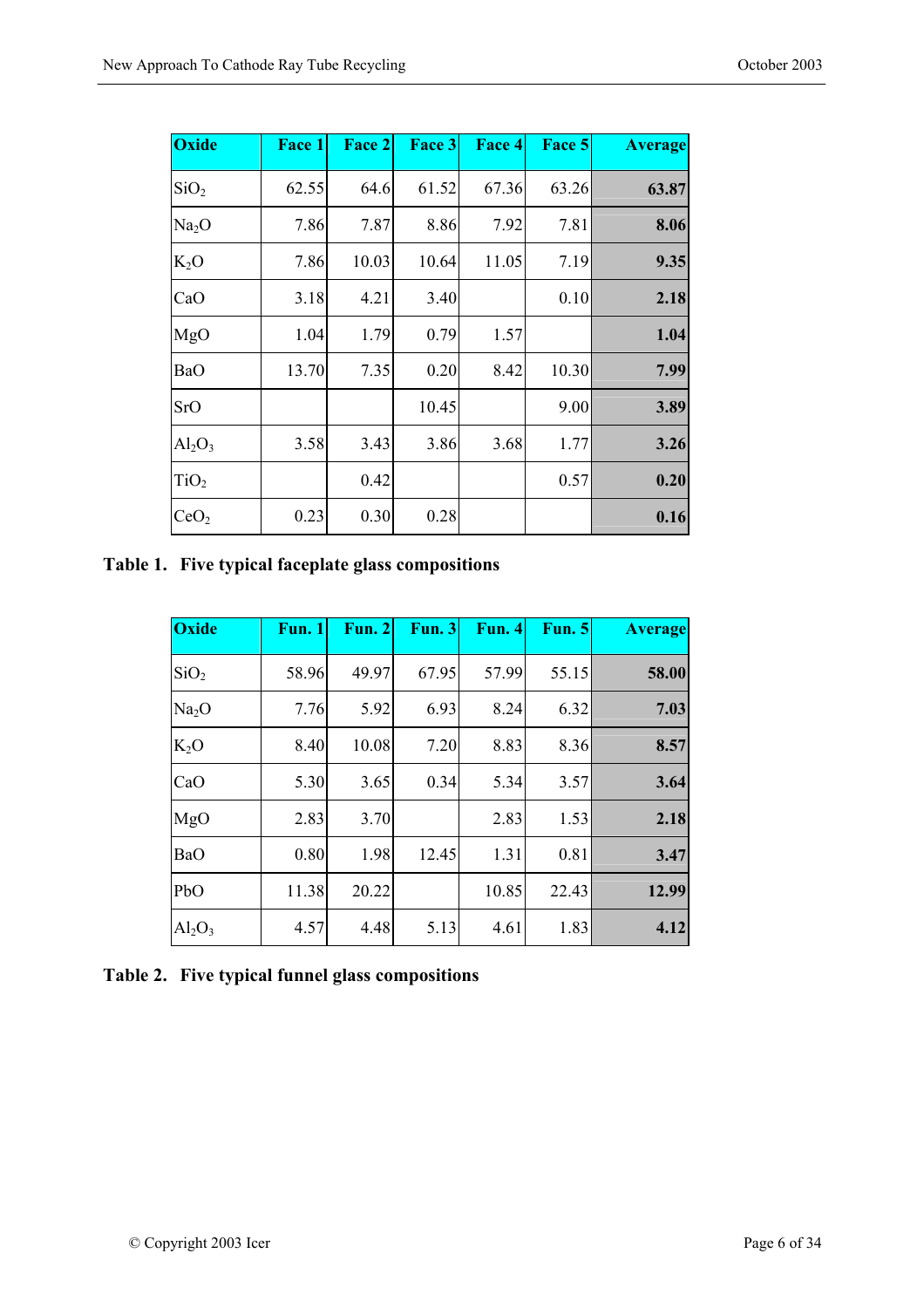| Oxide | Face 1 | Face 2 | Face 3 | Face 4 | Face 5 | Average |
|---|---|---|---|---|---|---|
| $SiO_2$ | 62.55 | 64.6 | 61.52 | 67.36 | 63.26 | **63.87** |
| $Na_2O$ | 7.86 | 7.87 | 8.86 | 7.92 | 7.81 | **8.06** |
| $K_2O$ | 7.86 | 10.03 | 10.64 | 11.05 | 7.19 | **9.35** |
| CaO | 3.18 | 4.21 | 3.40 | | 0.10 | **2.18** |
| MgO | 1.04 | 1.79 | 0.79 | 1.57 | | **1.04** |
| BaO | 13.70 | 7.35 | 0.20 | 8.42 | 10.30 | **7.99** |
| SrO | | | 10.45 | | 9.00 | **3.89** |
| $Al_2O_3$ | 3.58 | 3.43 | 3.86 | 3.68 | 1.77 | **3.26** |
| $TiO_2$ | | 0.42 | | | 0.57 | **0.20** |
| $CeO_2$ | 0.23 | 0.30 | 0.28 | | | **0.16** |

**Table 1. Five typical faceplate glass compositions**

| Oxide | Fun. 1 | Fun. 2 | Fun. 3 | Fun. 4 | Fun. 5 | Average |
|---|---|---|---|---|---|---|
| $SiO_2$ | 58.96 | 49.97 | 67.95 | 57.99 | 55.15 | **58.00** |
| $Na_2O$ | 7.76 | 5.92 | 6.93 | 8.24 | 6.32 | **7.03** |
| $K_2O$ | 8.40 | 10.08 | 7.20 | 8.83 | 8.36 | **8.57** |
| CaO | 5.30 | 3.65 | 0.34 | 5.34 | 3.57 | **3.64** |
| MgO | 2.83 | 3.70 | | 2.83 | 1.53 | **2.18** |
| BaO | 0.80 | 1.98 | 12.45 | 1.31 | 0.81 | **3.47** |
| PbO | 11.38 | 20.22 | | 10.85 | 22.43 | **12.99** |
| $Al_2O_3$ | 4.57 | 4.48 | 5.13 | 4.61 | 1.83 | **4.12** |

**Table 2. Five typical funnel glass compositions**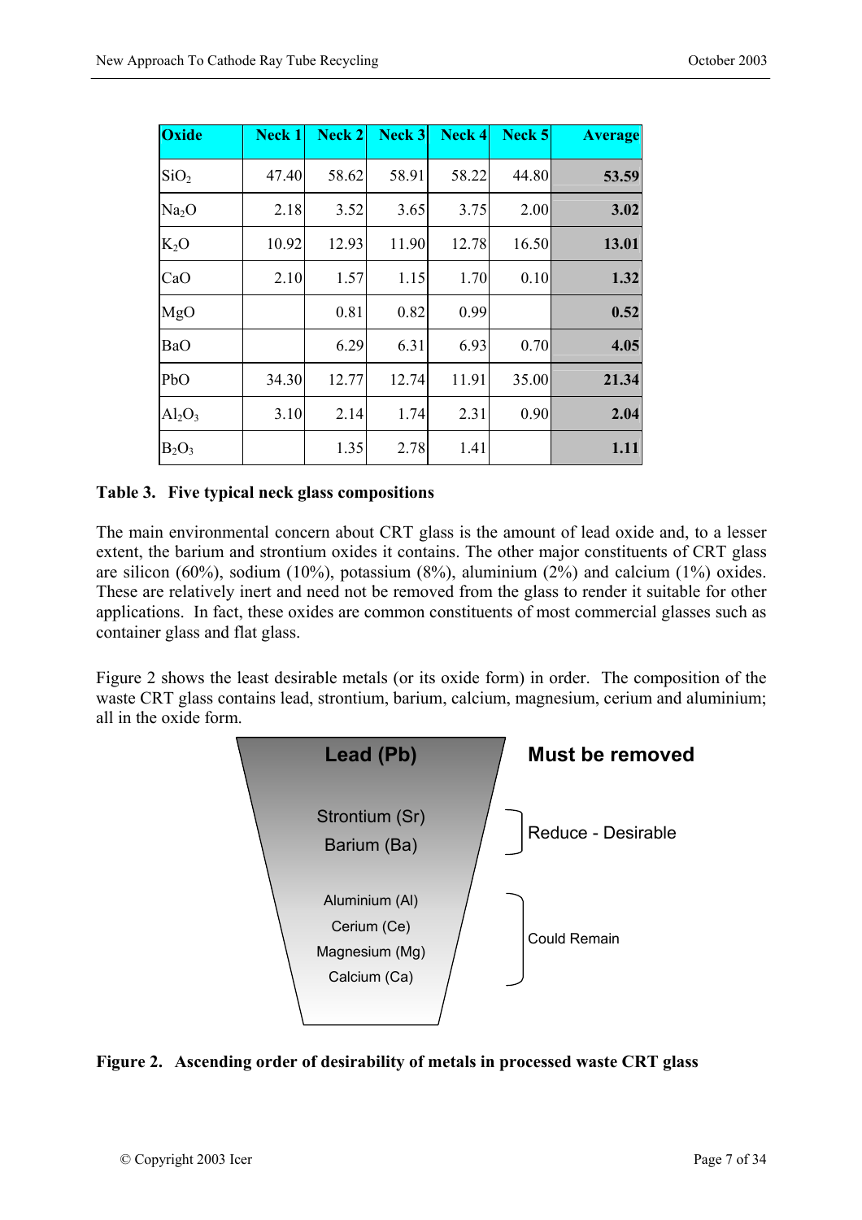| Oxide | Neck 1 | Neck 2 | Neck 3 | Neck 4 | Neck 5 | Average |
|---|---|---|---|---|---|---|
| $SiO_2$ | 47.40 | 58.62 | 58.91 | 58.22 | 44.80 | **53.59** |
| $Na_2O$ | 2.18 | 3.52 | 3.65 | 3.75 | 2.00 | **3.02** |
| $K_2O$ | 10.92 | 12.93 | 11.90 | 12.78 | 16.50 | **13.01** |
| CaO | 2.10 | 1.57 | 1.15 | 1.70 | 0.10 | **1.32** |
| MgO | | 0.81 | 0.82 | 0.99 | | **0.52** |
| BaO | | 6.29 | 6.31 | 6.93 | 0.70 | **4.05** |
| PbO | 34.30 | 12.77 | 12.74 | 11.91 | 35.00 | **21.34** |
| $Al_2O_3$ | 3.10 | 2.14 | 1.74 | 2.31 | 0.90 | **2.04** |
| $B_2O_3$ | | 1.35 | 2.78 | 1.41 | | **1.11** |

**Table 3. Five typical neck glass compositions**

The main environmental concern about CRT glass is the amount of lead oxide and, to a lesser extent, the barium and strontium oxides it contains. The other major constituents of CRT glass are silicon (60%), sodium (10%), potassium (8%), aluminium (2%) and calcium (1%) oxides. These are relatively inert and need not be removed from the glass to render it suitable for other applications. In fact, these oxides are common constituents of most commercial glasses such as container glass and flat glass.

Figure 2 shows the least desirable metals (or its oxide form) in order. The composition of the waste CRT glass contains lead, strontium, barium, calcium, magnesium, cerium and aluminium; all in the oxide form.

**Lead (Pb)** — **Must be removed**

Strontium (Sr), Barium (Ba) — Reduce - Desirable

Aluminium (Al), Cerium (Ce), Magnesium (Mg), Calcium (Ca) — Could Remain

**Figure 2. Ascending order of desirability of metals in processed waste CRT glass**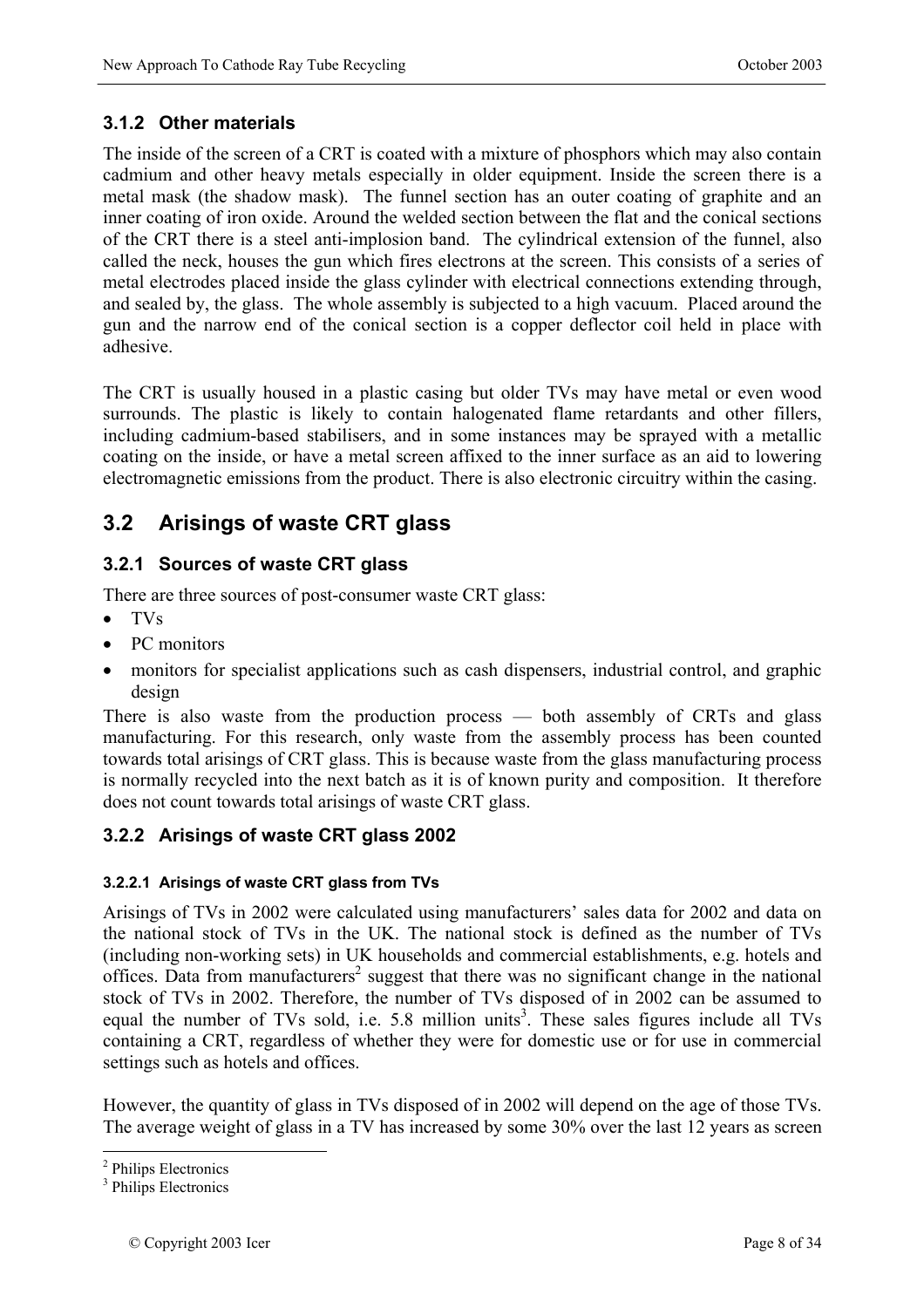### 3.1.2 Other materials

The inside of the screen of a CRT is coated with a mixture of phosphors which may also contain cadmium and other heavy metals especially in older equipment. Inside the screen there is a metal mask (the shadow mask). The funnel section has an outer coating of graphite and an inner coating of iron oxide. Around the welded section between the flat and the conical sections of the CRT there is a steel anti-implosion band. The cylindrical extension of the funnel, also called the neck, houses the gun which fires electrons at the screen. This consists of a series of metal electrodes placed inside the glass cylinder with electrical connections extending through, and sealed by, the glass. The whole assembly is subjected to a high vacuum. Placed around the gun and the narrow end of the conical section is a copper deflector coil held in place with adhesive.

The CRT is usually housed in a plastic casing but older TVs may have metal or even wood surrounds. The plastic is likely to contain halogenated flame retardants and other fillers, including cadmium-based stabilisers, and in some instances may be sprayed with a metallic coating on the inside, or have a metal screen affixed to the inner surface as an aid to lowering electromagnetic emissions from the product. There is also electronic circuitry within the casing.

## 3.2 Arisings of waste CRT glass

### 3.2.1 Sources of waste CRT glass

There are three sources of post-consumer waste CRT glass:

- TVs
- PC monitors
- monitors for specialist applications such as cash dispensers, industrial control, and graphic design

There is also waste from the production process — both assembly of CRTs and glass manufacturing. For this research, only waste from the assembly process has been counted towards total arisings of CRT glass. This is because waste from the glass manufacturing process is normally recycled into the next batch as it is of known purity and composition. It therefore does not count towards total arisings of waste CRT glass.

### 3.2.2 Arisings of waste CRT glass 2002

#### 3.2.2.1 Arisings of waste CRT glass from TVs

Arisings of TVs in 2002 were calculated using manufacturers' sales data for 2002 and data on the national stock of TVs in the UK. The national stock is defined as the number of TVs (including non-working sets) in UK households and commercial establishments, e.g. hotels and offices. Data from manufacturers[2] suggest that there was no significant change in the national stock of TVs in 2002. Therefore, the number of TVs disposed of in 2002 can be assumed to equal the number of TVs sold, i.e. 5.8 million units[3]. These sales figures include all TVs containing a CRT, regardless of whether they were for domestic use or for use in commercial settings such as hotels and offices.

However, the quantity of glass in TVs disposed of in 2002 will depend on the age of those TVs. The average weight of glass in a TV has increased by some 30% over the last 12 years as screen

[2] Philips Electronics
[3] Philips Electronics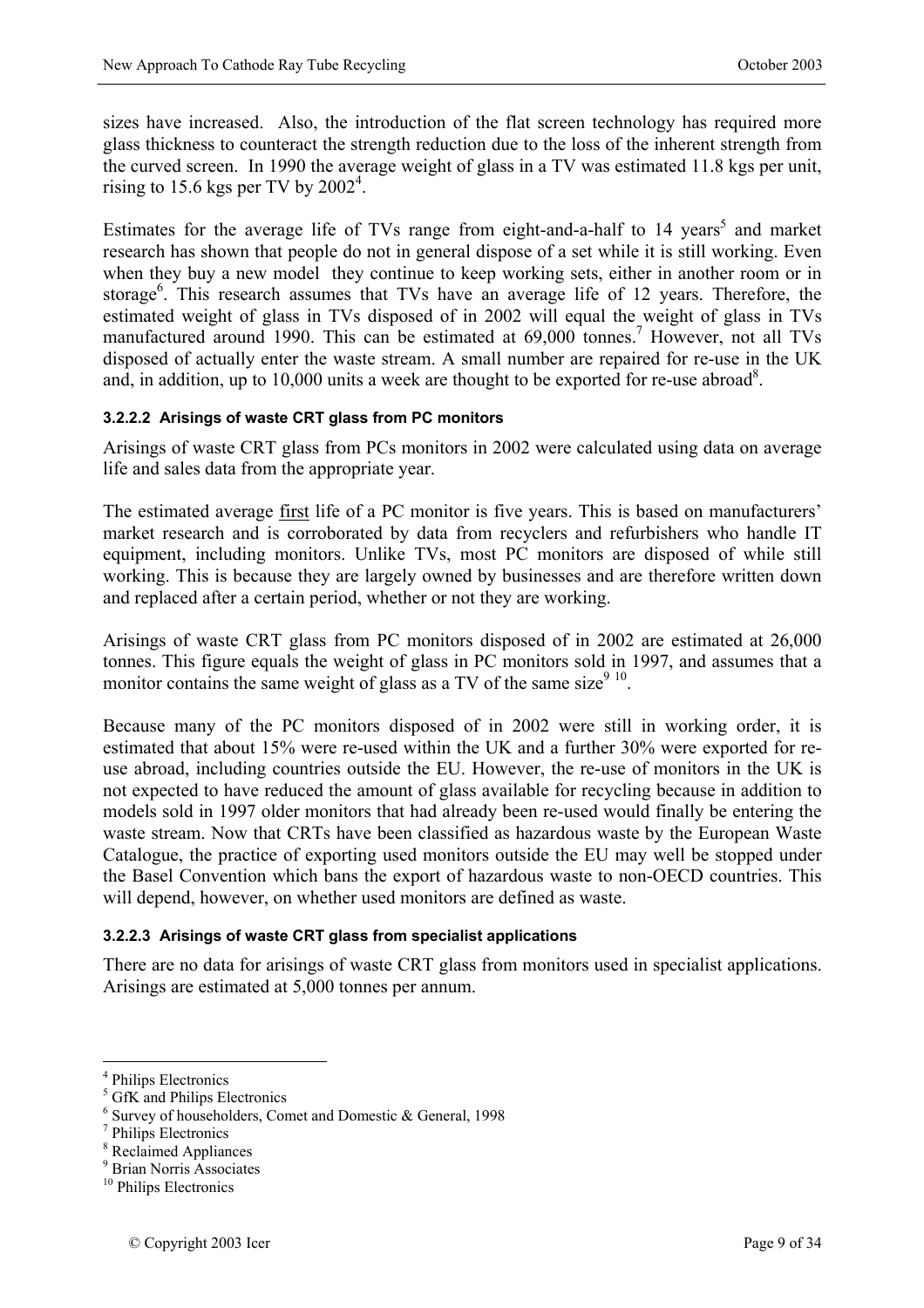sizes have increased. Also, the introduction of the flat screen technology has required more glass thickness to counteract the strength reduction due to the loss of the inherent strength from the curved screen. In 1990 the average weight of glass in a TV was estimated 11.8 kgs per unit, rising to 15.6 kgs per TV by 2002[4].

Estimates for the average life of TVs range from eight-and-a-half to 14 years[5] and market research has shown that people do not in general dispose of a set while it is still working. Even when they buy a new model they continue to keep working sets, either in another room or in storage[6]. This research assumes that TVs have an average life of 12 years. Therefore, the estimated weight of glass in TVs disposed of in 2002 will equal the weight of glass in TVs manufactured around 1990. This can be estimated at 69,000 tonnes.[7] However, not all TVs disposed of actually enter the waste stream. A small number are repaired for re-use in the UK and, in addition, up to 10,000 units a week are thought to be exported for re-use abroad[8].

#### 3.2.2.2 Arisings of waste CRT glass from PC monitors

Arisings of waste CRT glass from PCs monitors in 2002 were calculated using data on average life and sales data from the appropriate year.

The estimated average first life of a PC monitor is five years. This is based on manufacturers' market research and is corroborated by data from recyclers and refurbishers who handle IT equipment, including monitors. Unlike TVs, most PC monitors are disposed of while still working. This is because they are largely owned by businesses and are therefore written down and replaced after a certain period, whether or not they are working.

Arisings of waste CRT glass from PC monitors disposed of in 2002 are estimated at 26,000 tonnes. This figure equals the weight of glass in PC monitors sold in 1997, and assumes that a monitor contains the same weight of glass as a TV of the same size[9,10].

Because many of the PC monitors disposed of in 2002 were still in working order, it is estimated that about 15% were re-used within the UK and a further 30% were exported for re-use abroad, including countries outside the EU. However, the re-use of monitors in the UK is not expected to have reduced the amount of glass available for recycling because in addition to models sold in 1997 older monitors that had already been re-used would finally be entering the waste stream. Now that CRTs have been classified as hazardous waste by the European Waste Catalogue, the practice of exporting used monitors outside the EU may well be stopped under the Basel Convention which bans the export of hazardous waste to non-OECD countries. This will depend, however, on whether used monitors are defined as waste.

#### 3.2.2.3 Arisings of waste CRT glass from specialist applications

There are no data for arisings of waste CRT glass from monitors used in specialist applications. Arisings are estimated at 5,000 tonnes per annum.

---

[4] Philips Electronics
[5] GfK and Philips Electronics
[6] Survey of householders, Comet and Domestic & General, 1998
[7] Philips Electronics
[8] Reclaimed Appliances
[9] Brian Norris Associates
[10] Philips Electronics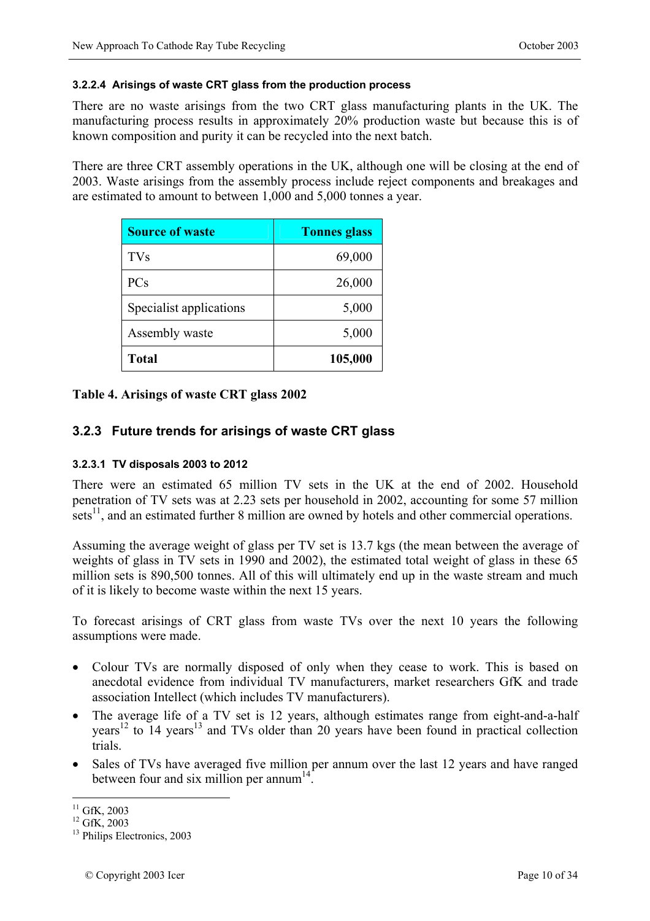#### 3.2.2.4 Arisings of waste CRT glass from the production process

There are no waste arisings from the two CRT glass manufacturing plants in the UK. The manufacturing process results in approximately 20% production waste but because this is of known composition and purity it can be recycled into the next batch.

There are three CRT assembly operations in the UK, although one will be closing at the end of 2003. Waste arisings from the assembly process include reject components and breakages and are estimated to amount to between 1,000 and 5,000 tonnes a year.

| Source of waste | Tonnes glass |
| --- | ---: |
| TVs | 69,000 |
| PCs | 26,000 |
| Specialist applications | 5,000 |
| Assembly waste | 5,000 |
| **Total** | **105,000** |

**Table 4. Arisings of waste CRT glass 2002**

### 3.2.3 Future trends for arisings of waste CRT glass

#### 3.2.3.1 TV disposals 2003 to 2012

There were an estimated 65 million TV sets in the UK at the end of 2002. Household penetration of TV sets was at 2.23 sets per household in 2002, accounting for some 57 million sets[11], and an estimated further 8 million are owned by hotels and other commercial operations.

Assuming the average weight of glass per TV set is 13.7 kgs (the mean between the average of weights of glass in TV sets in 1990 and 2002), the estimated total weight of glass in these 65 million sets is 890,500 tonnes. All of this will ultimately end up in the waste stream and much of it is likely to become waste within the next 15 years.

To forecast arisings of CRT glass from waste TVs over the next 10 years the following assumptions were made.

- Colour TVs are normally disposed of only when they cease to work. This is based on anecdotal evidence from individual TV manufacturers, market researchers GfK and trade association Intellect (which includes TV manufacturers).
- The average life of a TV set is 12 years, although estimates range from eight-and-a-half years[12] to 14 years[13] and TVs older than 20 years have been found in practical collection trials.
- Sales of TVs have averaged five million per annum over the last 12 years and have ranged between four and six million per annum[14].

[11] GfK, 2003
[12] GfK, 2003
[13] Philips Electronics, 2003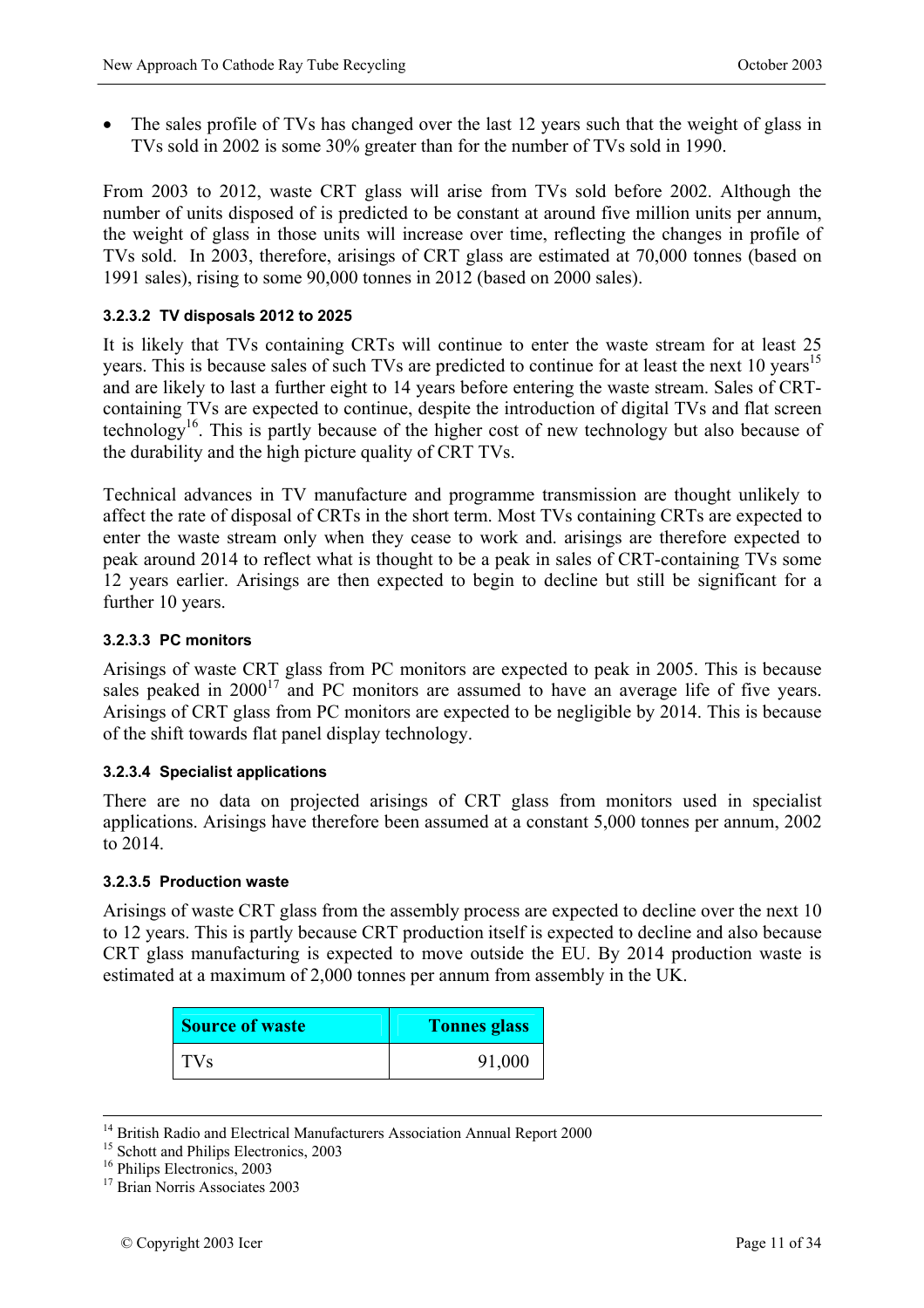- The sales profile of TVs has changed over the last 12 years such that the weight of glass in TVs sold in 2002 is some 30% greater than for the number of TVs sold in 1990.

From 2003 to 2012, waste CRT glass will arise from TVs sold before 2002. Although the number of units disposed of is predicted to be constant at around five million units per annum, the weight of glass in those units will increase over time, reflecting the changes in profile of TVs sold. In 2003, therefore, arisings of CRT glass are estimated at 70,000 tonnes (based on 1991 sales), rising to some 90,000 tonnes in 2012 (based on 2000 sales).

#### 3.2.3.2 TV disposals 2012 to 2025

It is likely that TVs containing CRTs will continue to enter the waste stream for at least 25 years. This is because sales of such TVs are predicted to continue for at least the next 10 years[15] and are likely to last a further eight to 14 years before entering the waste stream. Sales of CRT-containing TVs are expected to continue, despite the introduction of digital TVs and flat screen technology[16]. This is partly because of the higher cost of new technology but also because of the durability and the high picture quality of CRT TVs.

Technical advances in TV manufacture and programme transmission are thought unlikely to affect the rate of disposal of CRTs in the short term. Most TVs containing CRTs are expected to enter the waste stream only when they cease to work and. arisings are therefore expected to peak around 2014 to reflect what is thought to be a peak in sales of CRT-containing TVs some 12 years earlier. Arisings are then expected to begin to decline but still be significant for a further 10 years.

#### 3.2.3.3 PC monitors

Arisings of waste CRT glass from PC monitors are expected to peak in 2005. This is because sales peaked in 2000[17] and PC monitors are assumed to have an average life of five years. Arisings of CRT glass from PC monitors are expected to be negligible by 2014. This is because of the shift towards flat panel display technology.

#### 3.2.3.4 Specialist applications

There are no data on projected arisings of CRT glass from monitors used in specialist applications. Arisings have therefore been assumed at a constant 5,000 tonnes per annum, 2002 to 2014.

#### 3.2.3.5 Production waste

Arisings of waste CRT glass from the assembly process are expected to decline over the next 10 to 12 years. This is partly because CRT production itself is expected to decline and also because CRT glass manufacturing is expected to move outside the EU. By 2014 production waste is estimated at a maximum of 2,000 tonnes per annum from assembly in the UK.

| Source of waste | Tonnes glass |
|---|---:|
| TVs | 91,000 |

---

[14] British Radio and Electrical Manufacturers Association Annual Report 2000
[15] Schott and Philips Electronics, 2003
[16] Philips Electronics, 2003
[17] Brian Norris Associates 2003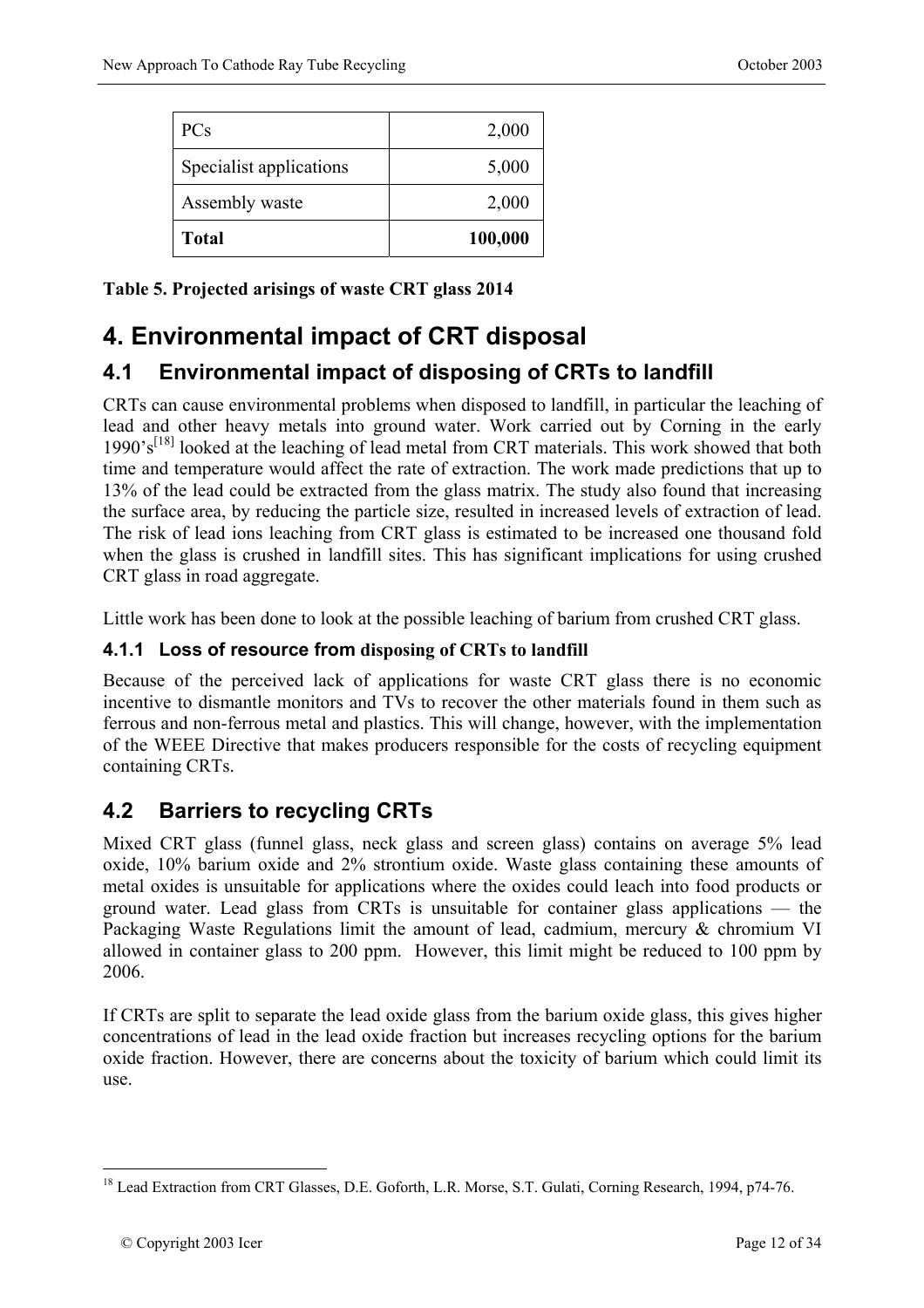| PCs | 2,000 |
| --- | ---: |
| Specialist applications | 5,000 |
| Assembly waste | 2,000 |
| **Total** | **100,000** |

**Table 5. Projected arisings of waste CRT glass 2014**

# 4. Environmental impact of CRT disposal

## 4.1 Environmental impact of disposing of CRTs to landfill

CRTs can cause environmental problems when disposed to landfill, in particular the leaching of lead and other heavy metals into ground water. Work carried out by Corning in the early 1990's[18] looked at the leaching of lead metal from CRT materials. This work showed that both time and temperature would affect the rate of extraction. The work made predictions that up to 13% of the lead could be extracted from the glass matrix. The study also found that increasing the surface area, by reducing the particle size, resulted in increased levels of extraction of lead. The risk of lead ions leaching from CRT glass is estimated to be increased one thousand fold when the glass is crushed in landfill sites. This has significant implications for using crushed CRT glass in road aggregate.

Little work has been done to look at the possible leaching of barium from crushed CRT glass.

### 4.1.1 Loss of resource from disposing of CRTs to landfill

Because of the perceived lack of applications for waste CRT glass there is no economic incentive to dismantle monitors and TVs to recover the other materials found in them such as ferrous and non-ferrous metal and plastics. This will change, however, with the implementation of the WEEE Directive that makes producers responsible for the costs of recycling equipment containing CRTs.

## 4.2 Barriers to recycling CRTs

Mixed CRT glass (funnel glass, neck glass and screen glass) contains on average 5% lead oxide, 10% barium oxide and 2% strontium oxide. Waste glass containing these amounts of metal oxides is unsuitable for applications where the oxides could leach into food products or ground water. Lead glass from CRTs is unsuitable for container glass applications — the Packaging Waste Regulations limit the amount of lead, cadmium, mercury & chromium VI allowed in container glass to 200 ppm. However, this limit might be reduced to 100 ppm by 2006.

If CRTs are split to separate the lead oxide glass from the barium oxide glass, this gives higher concentrations of lead in the lead oxide fraction but increases recycling options for the barium oxide fraction. However, there are concerns about the toxicity of barium which could limit its use.

[18] Lead Extraction from CRT Glasses, D.E. Goforth, L.R. Morse, S.T. Gulati, Corning Research, 1994, p74-76.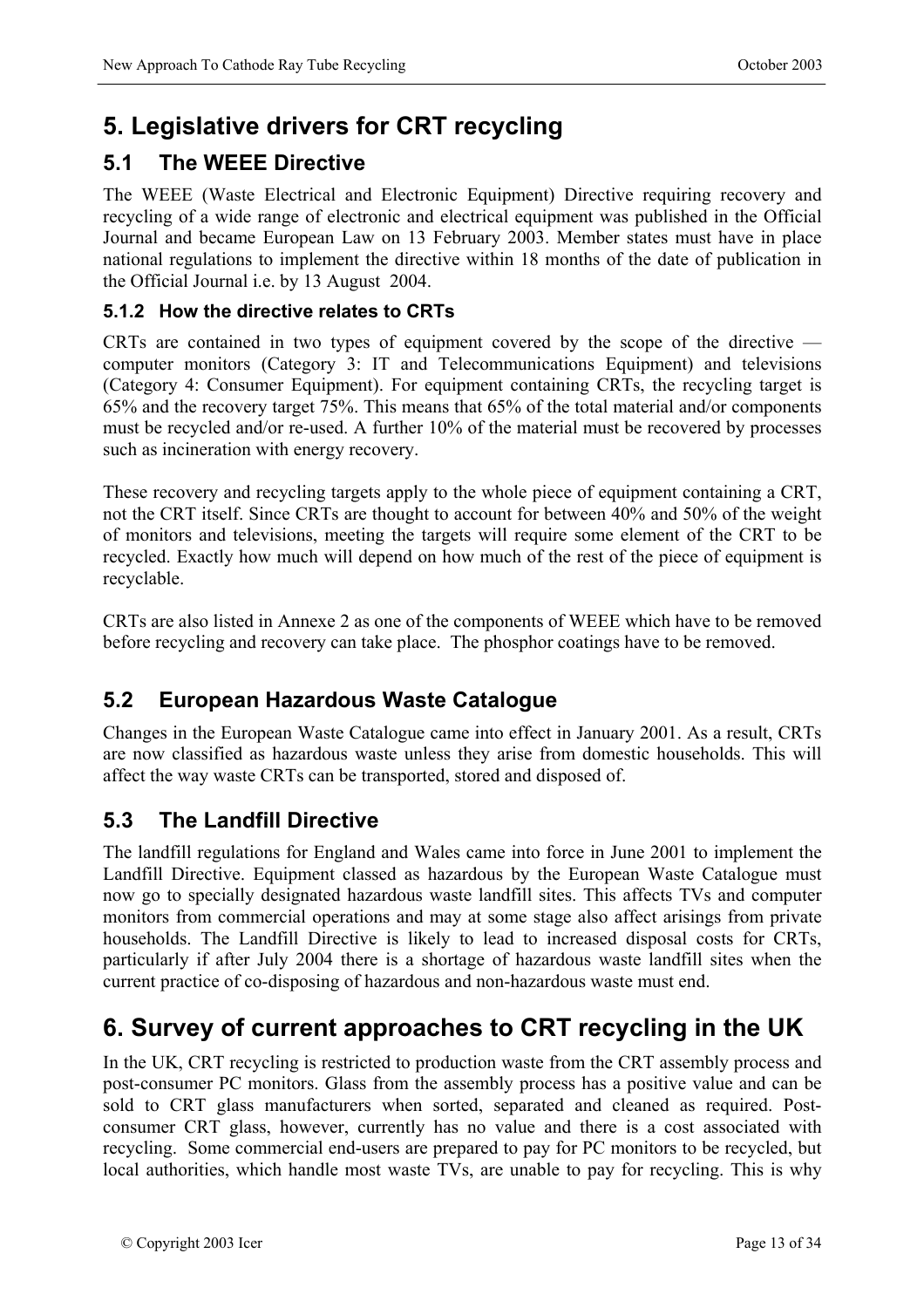# 5. Legislative drivers for CRT recycling

## 5.1 The WEEE Directive

The WEEE (Waste Electrical and Electronic Equipment) Directive requiring recovery and recycling of a wide range of electronic and electrical equipment was published in the Official Journal and became European Law on 13 February 2003. Member states must have in place national regulations to implement the directive within 18 months of the date of publication in the Official Journal i.e. by 13 August 2004.

### 5.1.2 How the directive relates to CRTs

CRTs are contained in two types of equipment covered by the scope of the directive — computer monitors (Category 3: IT and Telecommunications Equipment) and televisions (Category 4: Consumer Equipment). For equipment containing CRTs, the recycling target is 65% and the recovery target 75%. This means that 65% of the total material and/or components must be recycled and/or re-used. A further 10% of the material must be recovered by processes such as incineration with energy recovery.

These recovery and recycling targets apply to the whole piece of equipment containing a CRT, not the CRT itself. Since CRTs are thought to account for between 40% and 50% of the weight of monitors and televisions, meeting the targets will require some element of the CRT to be recycled. Exactly how much will depend on how much of the rest of the piece of equipment is recyclable.

CRTs are also listed in Annexe 2 as one of the components of WEEE which have to be removed before recycling and recovery can take place. The phosphor coatings have to be removed.

## 5.2 European Hazardous Waste Catalogue

Changes in the European Waste Catalogue came into effect in January 2001. As a result, CRTs are now classified as hazardous waste unless they arise from domestic households. This will affect the way waste CRTs can be transported, stored and disposed of.

## 5.3 The Landfill Directive

The landfill regulations for England and Wales came into force in June 2001 to implement the Landfill Directive. Equipment classed as hazardous by the European Waste Catalogue must now go to specially designated hazardous waste landfill sites. This affects TVs and computer monitors from commercial operations and may at some stage also affect arisings from private households. The Landfill Directive is likely to lead to increased disposal costs for CRTs, particularly if after July 2004 there is a shortage of hazardous waste landfill sites when the current practice of co-disposing of hazardous and non-hazardous waste must end.

# 6. Survey of current approaches to CRT recycling in the UK

In the UK, CRT recycling is restricted to production waste from the CRT assembly process and post-consumer PC monitors. Glass from the assembly process has a positive value and can be sold to CRT glass manufacturers when sorted, separated and cleaned as required. Post-consumer CRT glass, however, currently has no value and there is a cost associated with recycling. Some commercial end-users are prepared to pay for PC monitors to be recycled, but local authorities, which handle most waste TVs, are unable to pay for recycling. This is why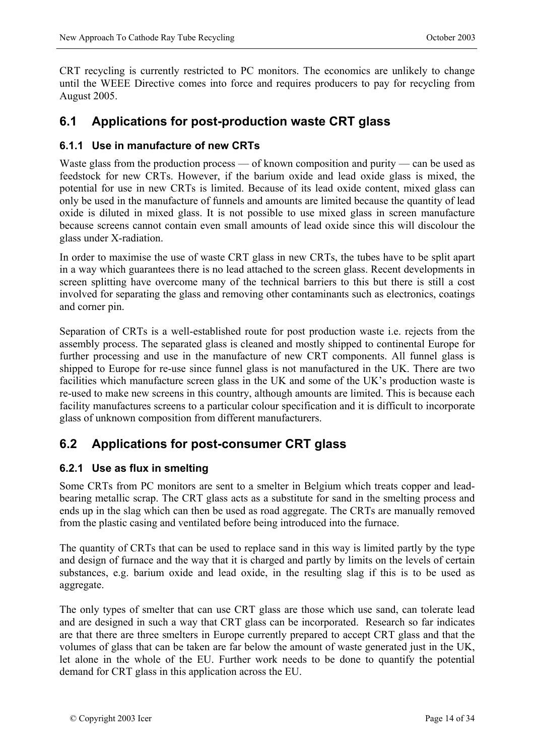CRT recycling is currently restricted to PC monitors. The economics are unlikely to change until the WEEE Directive comes into force and requires producers to pay for recycling from August 2005.

## 6.1 Applications for post-production waste CRT glass

### 6.1.1 Use in manufacture of new CRTs

Waste glass from the production process — of known composition and purity — can be used as feedstock for new CRTs. However, if the barium oxide and lead oxide glass is mixed, the potential for use in new CRTs is limited. Because of its lead oxide content, mixed glass can only be used in the manufacture of funnels and amounts are limited because the quantity of lead oxide is diluted in mixed glass. It is not possible to use mixed glass in screen manufacture because screens cannot contain even small amounts of lead oxide since this will discolour the glass under X-radiation.

In order to maximise the use of waste CRT glass in new CRTs, the tubes have to be split apart in a way which guarantees there is no lead attached to the screen glass. Recent developments in screen splitting have overcome many of the technical barriers to this but there is still a cost involved for separating the glass and removing other contaminants such as electronics, coatings and corner pin.

Separation of CRTs is a well-established route for post production waste i.e. rejects from the assembly process. The separated glass is cleaned and mostly shipped to continental Europe for further processing and use in the manufacture of new CRT components. All funnel glass is shipped to Europe for re-use since funnel glass is not manufactured in the UK. There are two facilities which manufacture screen glass in the UK and some of the UK's production waste is re-used to make new screens in this country, although amounts are limited. This is because each facility manufactures screens to a particular colour specification and it is difficult to incorporate glass of unknown composition from different manufacturers.

## 6.2 Applications for post-consumer CRT glass

### 6.2.1 Use as flux in smelting

Some CRTs from PC monitors are sent to a smelter in Belgium which treats copper and lead-bearing metallic scrap. The CRT glass acts as a substitute for sand in the smelting process and ends up in the slag which can then be used as road aggregate. The CRTs are manually removed from the plastic casing and ventilated before being introduced into the furnace.

The quantity of CRTs that can be used to replace sand in this way is limited partly by the type and design of furnace and the way that it is charged and partly by limits on the levels of certain substances, e.g. barium oxide and lead oxide, in the resulting slag if this is to be used as aggregate.

The only types of smelter that can use CRT glass are those which use sand, can tolerate lead and are designed in such a way that CRT glass can be incorporated. Research so far indicates are that there are three smelters in Europe currently prepared to accept CRT glass and that the volumes of glass that can be taken are far below the amount of waste generated just in the UK, let alone in the whole of the EU. Further work needs to be done to quantify the potential demand for CRT glass in this application across the EU.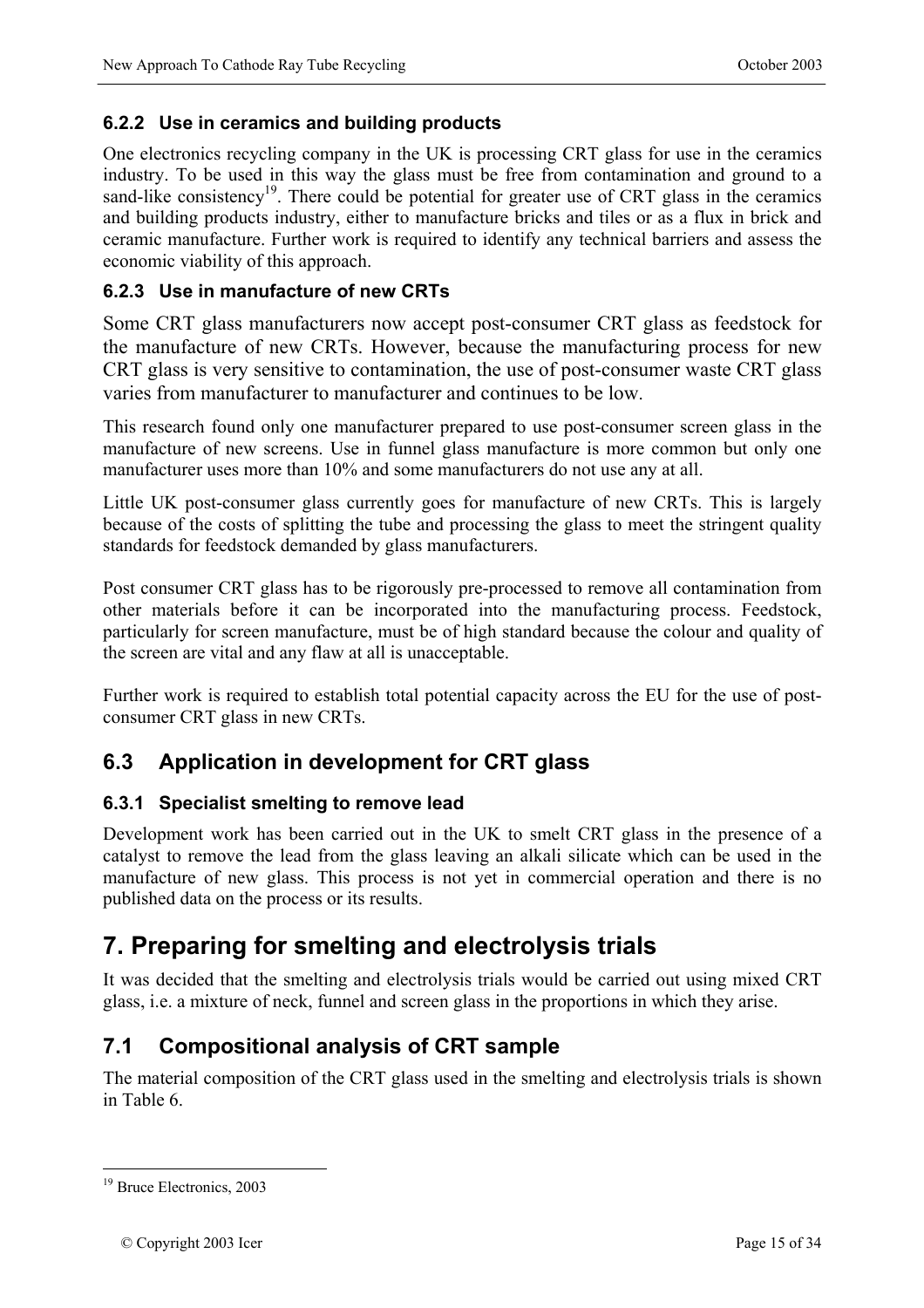### 6.2.2 Use in ceramics and building products

One electronics recycling company in the UK is processing CRT glass for use in the ceramics industry. To be used in this way the glass must be free from contamination and ground to a sand-like consistency[19]. There could be potential for greater use of CRT glass in the ceramics and building products industry, either to manufacture bricks and tiles or as a flux in brick and ceramic manufacture. Further work is required to identify any technical barriers and assess the economic viability of this approach.

### 6.2.3 Use in manufacture of new CRTs

Some CRT glass manufacturers now accept post-consumer CRT glass as feedstock for the manufacture of new CRTs. However, because the manufacturing process for new CRT glass is very sensitive to contamination, the use of post-consumer waste CRT glass varies from manufacturer to manufacturer and continues to be low.

This research found only one manufacturer prepared to use post-consumer screen glass in the manufacture of new screens. Use in funnel glass manufacture is more common but only one manufacturer uses more than 10% and some manufacturers do not use any at all.

Little UK post-consumer glass currently goes for manufacture of new CRTs. This is largely because of the costs of splitting the tube and processing the glass to meet the stringent quality standards for feedstock demanded by glass manufacturers.

Post consumer CRT glass has to be rigorously pre-processed to remove all contamination from other materials before it can be incorporated into the manufacturing process. Feedstock, particularly for screen manufacture, must be of high standard because the colour and quality of the screen are vital and any flaw at all is unacceptable.

Further work is required to establish total potential capacity across the EU for the use of post-consumer CRT glass in new CRTs.

## 6.3 Application in development for CRT glass

### 6.3.1 Specialist smelting to remove lead

Development work has been carried out in the UK to smelt CRT glass in the presence of a catalyst to remove the lead from the glass leaving an alkali silicate which can be used in the manufacture of new glass. This process is not yet in commercial operation and there is no published data on the process or its results.

# 7. Preparing for smelting and electrolysis trials

It was decided that the smelting and electrolysis trials would be carried out using mixed CRT glass, i.e. a mixture of neck, funnel and screen glass in the proportions in which they arise.

## 7.1 Compositional analysis of CRT sample

The material composition of the CRT glass used in the smelting and electrolysis trials is shown in Table 6.

---

[19] Bruce Electronics, 2003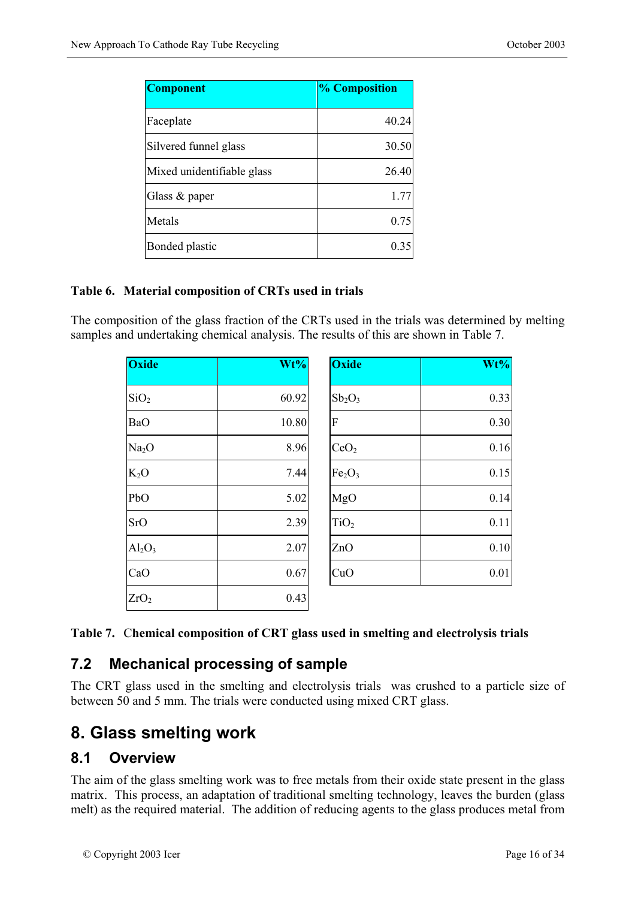| Component | % Composition |
| --- | --- |
| Faceplate | 40.24 |
| Silvered funnel glass | 30.50 |
| Mixed unidentifiable glass | 26.40 |
| Glass & paper | 1.77 |
| Metals | 0.75 |
| Bonded plastic | 0.35 |

**Table 6. Material composition of CRTs used in trials**

The composition of the glass fraction of the CRTs used in the trials was determined by melting samples and undertaking chemical analysis. The results of this are shown in Table 7.

| Oxide | Wt% | Oxide | Wt% |
| --- | --- | --- | --- |
| $SiO_2$ | 60.92 | $Sb_2O_3$ | 0.33 |
| BaO | 10.80 | F | 0.30 |
| $Na_2O$ | 8.96 | $CeO_2$ | 0.16 |
| $K_2O$ | 7.44 | $Fe_2O_3$ | 0.15 |
| PbO | 5.02 | MgO | 0.14 |
| SrO | 2.39 | $TiO_2$ | 0.11 |
| $Al_2O_3$ | 2.07 | ZnO | 0.10 |
| CaO | 0.67 | CuO | 0.01 |
| $ZrO_2$ | 0.43 | | |

**Table 7. Chemical composition of CRT glass used in smelting and electrolysis trials**

## 7.2 Mechanical processing of sample

The CRT glass used in the smelting and electrolysis trials was crushed to a particle size of between 50 and 5 mm. The trials were conducted using mixed CRT glass.

# 8. Glass smelting work

## 8.1 Overview

The aim of the glass smelting work was to free metals from their oxide state present in the glass matrix. This process, an adaptation of traditional smelting technology, leaves the burden (glass melt) as the required material. The addition of reducing agents to the glass produces metal from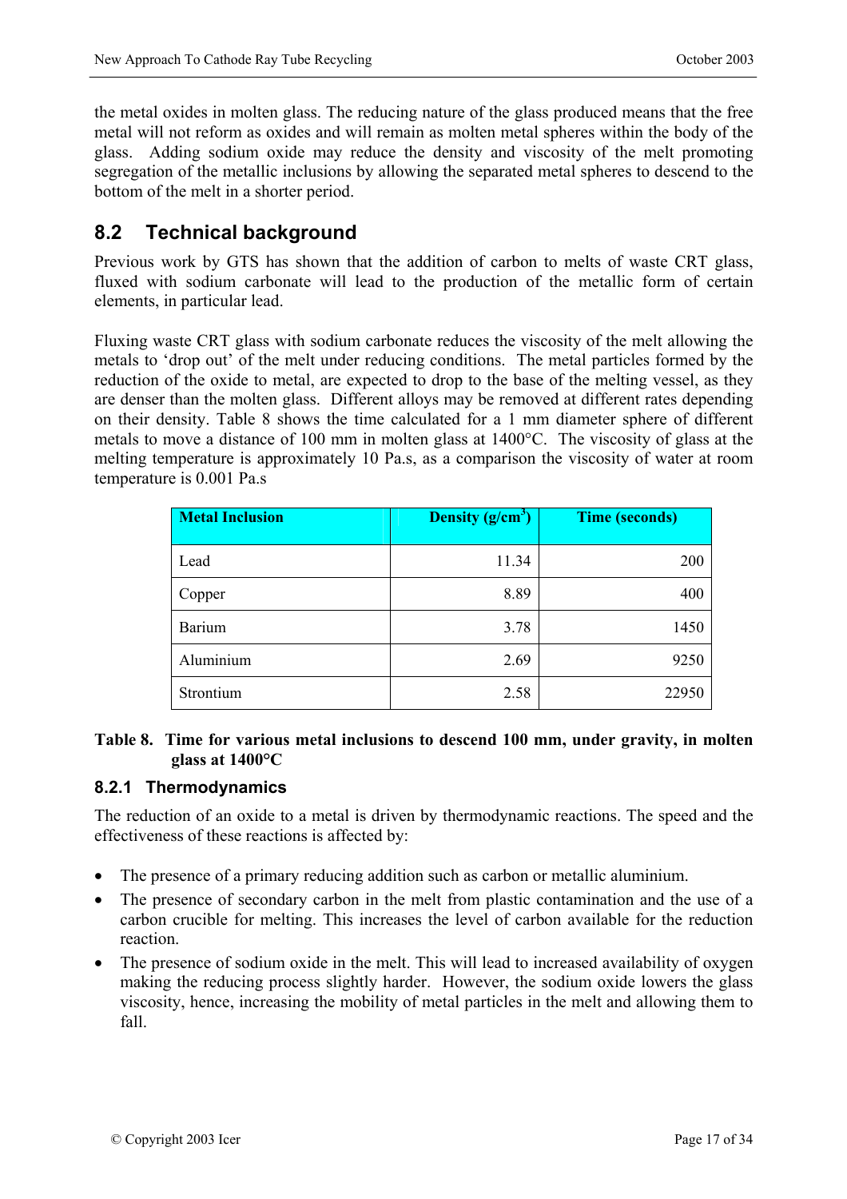the metal oxides in molten glass. The reducing nature of the glass produced means that the free metal will not reform as oxides and will remain as molten metal spheres within the body of the glass. Adding sodium oxide may reduce the density and viscosity of the melt promoting segregation of the metallic inclusions by allowing the separated metal spheres to descend to the bottom of the melt in a shorter period.

## 8.2 Technical background

Previous work by GTS has shown that the addition of carbon to melts of waste CRT glass, fluxed with sodium carbonate will lead to the production of the metallic form of certain elements, in particular lead.

Fluxing waste CRT glass with sodium carbonate reduces the viscosity of the melt allowing the metals to 'drop out' of the melt under reducing conditions. The metal particles formed by the reduction of the oxide to metal, are expected to drop to the base of the melting vessel, as they are denser than the molten glass. Different alloys may be removed at different rates depending on their density. Table 8 shows the time calculated for a 1 mm diameter sphere of different metals to move a distance of 100 mm in molten glass at 1400°C. The viscosity of glass at the melting temperature is approximately 10 Pa.s, as a comparison the viscosity of water at room temperature is 0.001 Pa.s

| Metal Inclusion | Density ($g/cm^3$) | Time (seconds) |
|---|---:|---:|
| Lead | 11.34 | 200 |
| Copper | 8.89 | 400 |
| Barium | 3.78 | 1450 |
| Aluminium | 2.69 | 9250 |
| Strontium | 2.58 | 22950 |

**Table 8. Time for various metal inclusions to descend 100 mm, under gravity, in molten glass at 1400°C**

### 8.2.1 Thermodynamics

The reduction of an oxide to a metal is driven by thermodynamic reactions. The speed and the effectiveness of these reactions is affected by:

- The presence of a primary reducing addition such as carbon or metallic aluminium.
- The presence of secondary carbon in the melt from plastic contamination and the use of a carbon crucible for melting. This increases the level of carbon available for the reduction reaction.
- The presence of sodium oxide in the melt. This will lead to increased availability of oxygen making the reducing process slightly harder. However, the sodium oxide lowers the glass viscosity, hence, increasing the mobility of metal particles in the melt and allowing them to fall.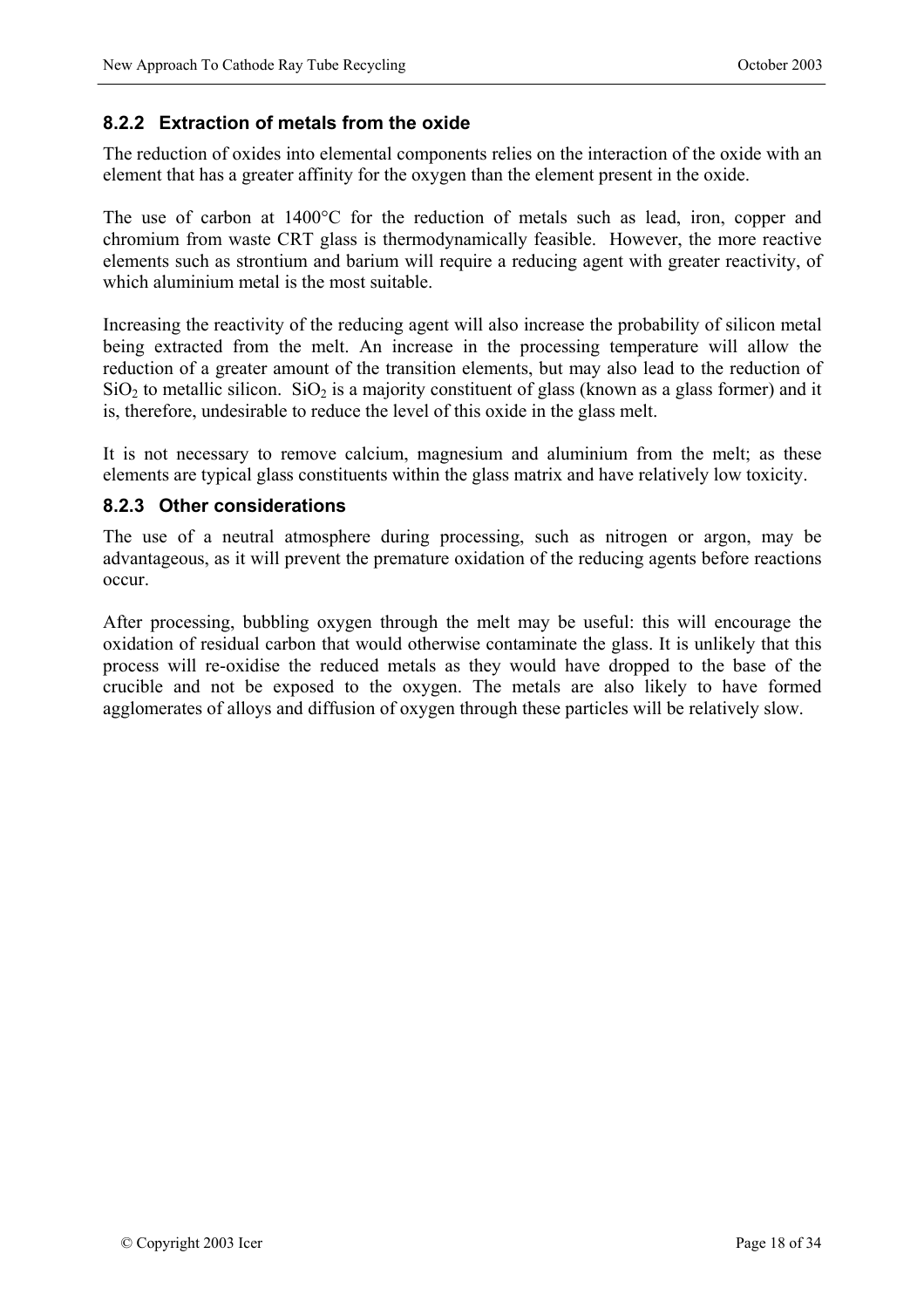### 8.2.2 Extraction of metals from the oxide

The reduction of oxides into elemental components relies on the interaction of the oxide with an element that has a greater affinity for the oxygen than the element present in the oxide.

The use of carbon at 1400°C for the reduction of metals such as lead, iron, copper and chromium from waste CRT glass is thermodynamically feasible. However, the more reactive elements such as strontium and barium will require a reducing agent with greater reactivity, of which aluminium metal is the most suitable.

Increasing the reactivity of the reducing agent will also increase the probability of silicon metal being extracted from the melt. An increase in the processing temperature will allow the reduction of a greater amount of the transition elements, but may also lead to the reduction of $SiO_2$ to metallic silicon. $SiO_2$ is a majority constituent of glass (known as a glass former) and it is, therefore, undesirable to reduce the level of this oxide in the glass melt.

It is not necessary to remove calcium, magnesium and aluminium from the melt; as these elements are typical glass constituents within the glass matrix and have relatively low toxicity.

### 8.2.3 Other considerations

The use of a neutral atmosphere during processing, such as nitrogen or argon, may be advantageous, as it will prevent the premature oxidation of the reducing agents before reactions occur.

After processing, bubbling oxygen through the melt may be useful: this will encourage the oxidation of residual carbon that would otherwise contaminate the glass. It is unlikely that this process will re-oxidise the reduced metals as they would have dropped to the base of the crucible and not be exposed to the oxygen. The metals are also likely to have formed agglomerates of alloys and diffusion of oxygen through these particles will be relatively slow.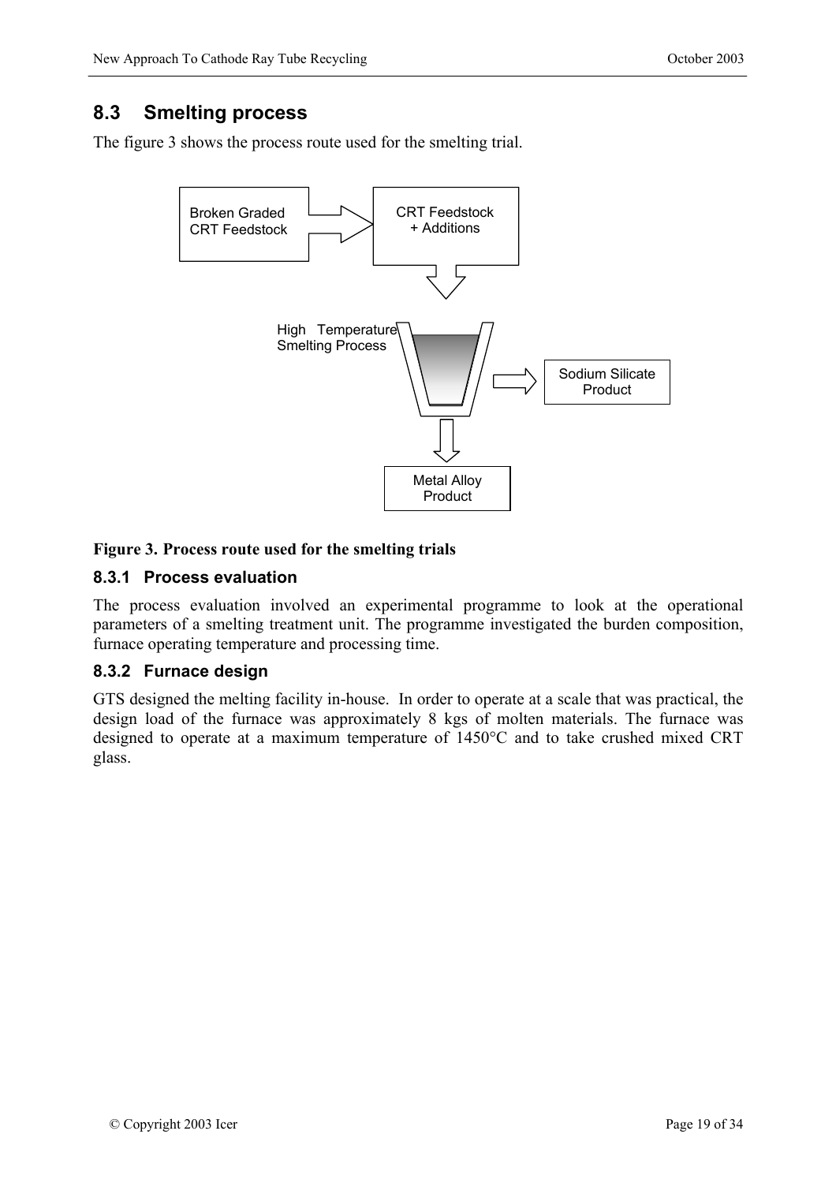## 8.3 Smelting process

The figure 3 shows the process route used for the smelting trial.

Broken Graded CRT Feedstock

CRT Feedstock + Additions

High Temperature Smelting Process

Sodium Silicate Product

Metal Alloy Product

**Figure 3. Process route used for the smelting trials**

### 8.3.1 Process evaluation

The process evaluation involved an experimental programme to look at the operational parameters of a smelting treatment unit. The programme investigated the burden composition, furnace operating temperature and processing time.

### 8.3.2 Furnace design

GTS designed the melting facility in-house. In order to operate at a scale that was practical, the design load of the furnace was approximately 8 kgs of molten materials. The furnace was designed to operate at a maximum temperature of 1450°C and to take crushed mixed CRT glass.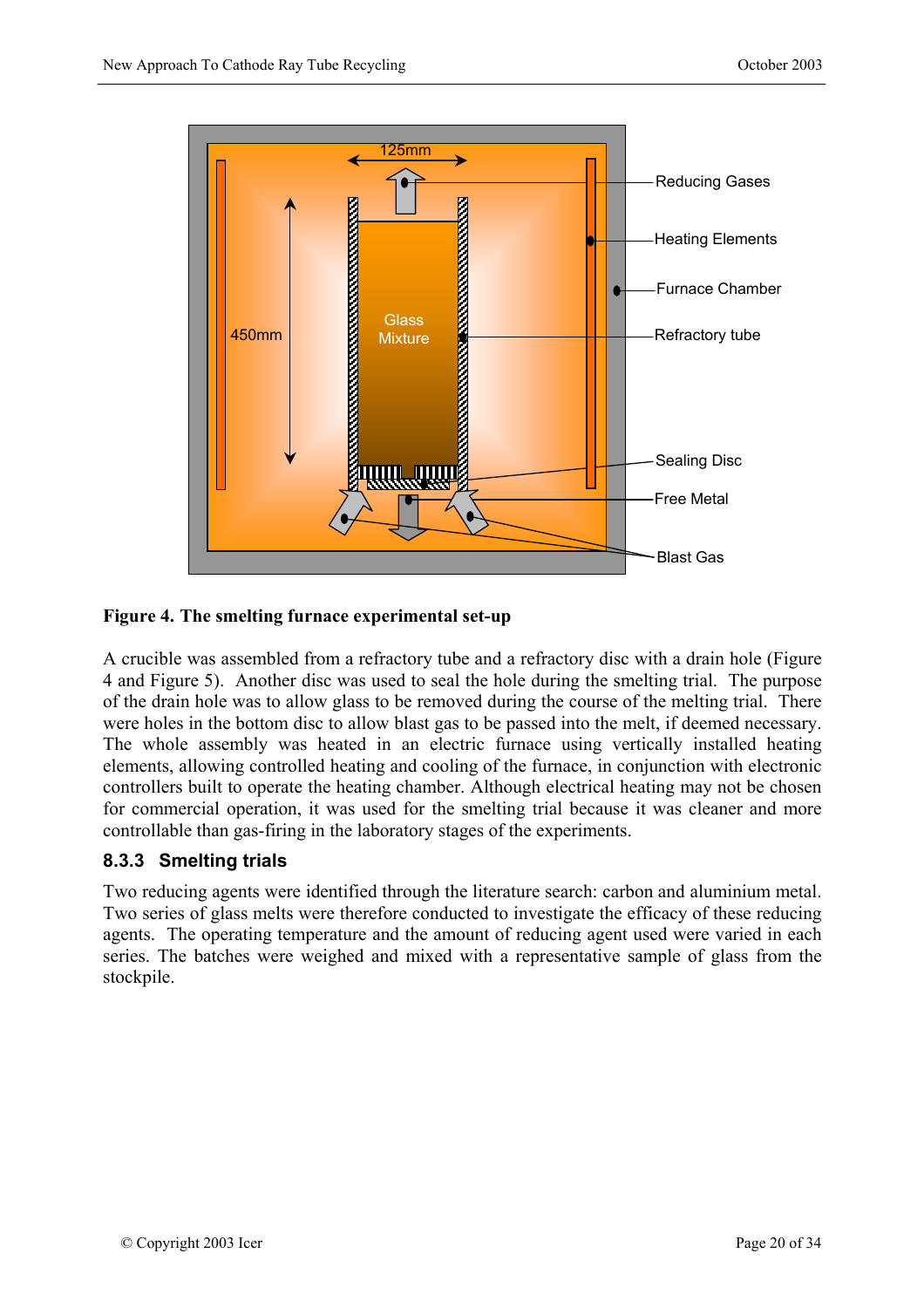**Figure 4. The smelting furnace experimental set-up**

A crucible was assembled from a refractory tube and a refractory disc with a drain hole (Figure 4 and Figure 5). Another disc was used to seal the hole during the smelting trial. The purpose of the drain hole was to allow glass to be removed during the course of the melting trial. There were holes in the bottom disc to allow blast gas to be passed into the melt, if deemed necessary. The whole assembly was heated in an electric furnace using vertically installed heating elements, allowing controlled heating and cooling of the furnace, in conjunction with electronic controllers built to operate the heating chamber. Although electrical heating may not be chosen for commercial operation, it was used for the smelting trial because it was cleaner and more controllable than gas-firing in the laboratory stages of the experiments.

### 8.3.3 Smelting trials

Two reducing agents were identified through the literature search: carbon and aluminium metal. Two series of glass melts were therefore conducted to investigate the efficacy of these reducing agents. The operating temperature and the amount of reducing agent used were varied in each series. The batches were weighed and mixed with a representative sample of glass from the stockpile.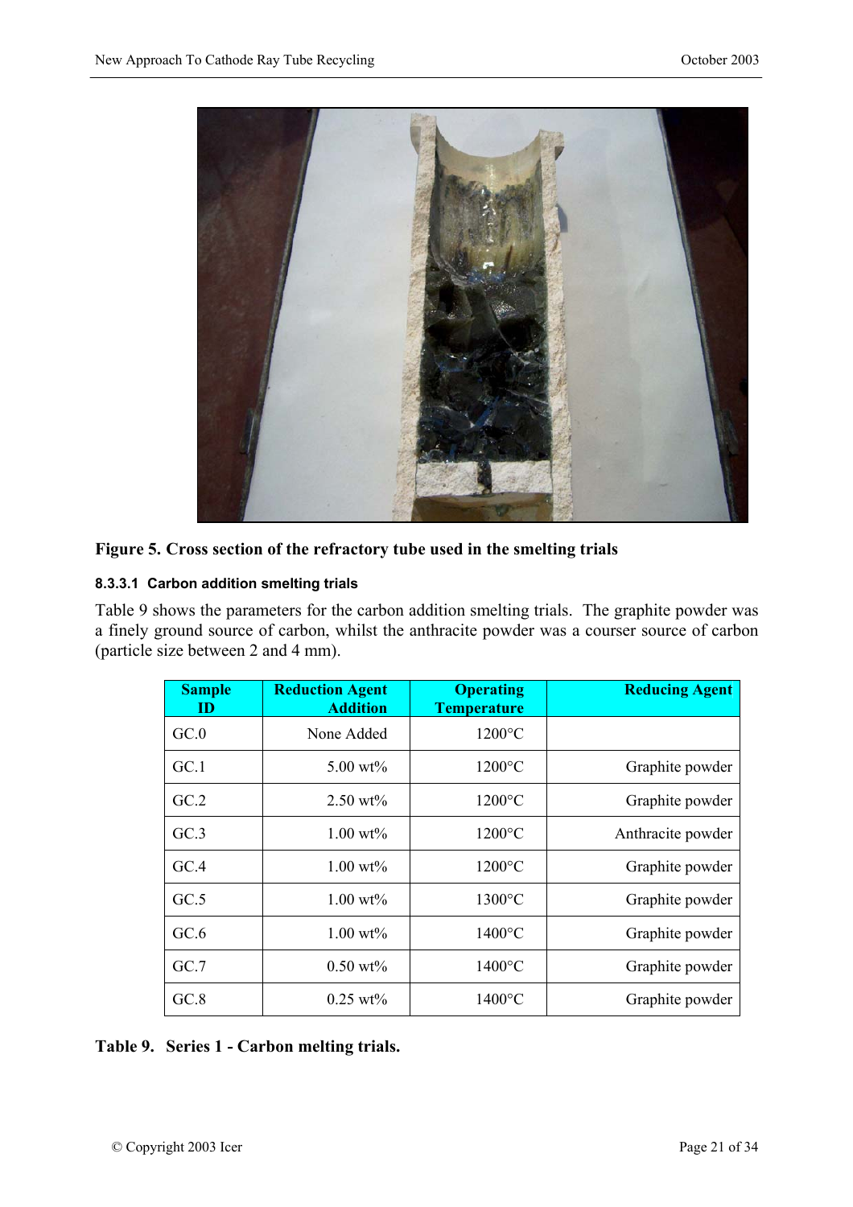**Figure 5. Cross section of the refractory tube used in the smelting trials**

#### 8.3.3.1 Carbon addition smelting trials

Table 9 shows the parameters for the carbon addition smelting trials. The graphite powder was a finely ground source of carbon, whilst the anthracite powder was a courser source of carbon (particle size between 2 and 4 mm).

| Sample ID | Reduction Agent Addition | Operating Temperature | Reducing Agent |
|---|---|---|---|
| GC.0 | None Added | 1200°C | |
| GC.1 | 5.00 wt% | 1200°C | Graphite powder |
| GC.2 | 2.50 wt% | 1200°C | Graphite powder |
| GC.3 | 1.00 wt% | 1200°C | Anthracite powder |
| GC.4 | 1.00 wt% | 1200°C | Graphite powder |
| GC.5 | 1.00 wt% | 1300°C | Graphite powder |
| GC.6 | 1.00 wt% | 1400°C | Graphite powder |
| GC.7 | 0.50 wt% | 1400°C | Graphite powder |
| GC.8 | 0.25 wt% | 1400°C | Graphite powder |

**Table 9. Series 1 - Carbon melting trials.**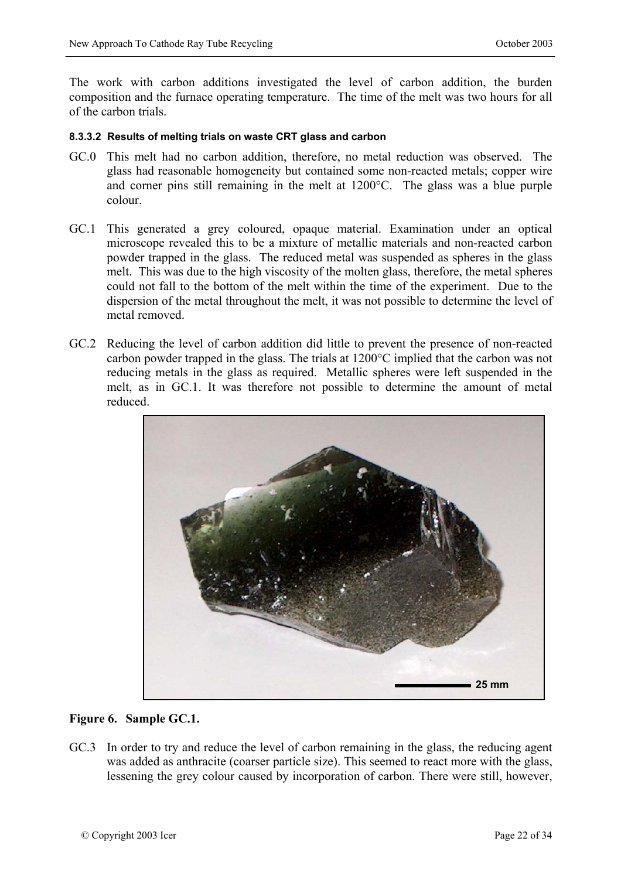The work with carbon additions investigated the level of carbon addition, the burden composition and the furnace operating temperature. The time of the melt was two hours for all of the carbon trials.

#### 8.3.3.2 Results of melting trials on waste CRT glass and carbon

GC.0 This melt had no carbon addition, therefore, no metal reduction was observed. The glass had reasonable homogeneity but contained some non-reacted metals; copper wire and corner pins still remaining in the melt at 1200°C. The glass was a blue purple colour.

GC.1 This generated a grey coloured, opaque material. Examination under an optical microscope revealed this to be a mixture of metallic materials and non-reacted carbon powder trapped in the glass. The reduced metal was suspended as spheres in the glass melt. This was due to the high viscosity of the molten glass, therefore, the metal spheres could not fall to the bottom of the melt within the time of the experiment. Due to the dispersion of the metal throughout the melt, it was not possible to determine the level of metal removed.

GC.2 Reducing the level of carbon addition did little to prevent the presence of non-reacted carbon powder trapped in the glass. The trials at 1200°C implied that the carbon was not reducing metals in the glass as required. Metallic spheres were left suspended in the melt, as in GC.1. It was therefore not possible to determine the amount of metal reduced.

**Figure 6. Sample GC.1.**

GC.3 In order to try and reduce the level of carbon remaining in the glass, the reducing agent was added as anthracite (coarser particle size). This seemed to react more with the glass, lessening the grey colour caused by incorporation of carbon. There were still, however,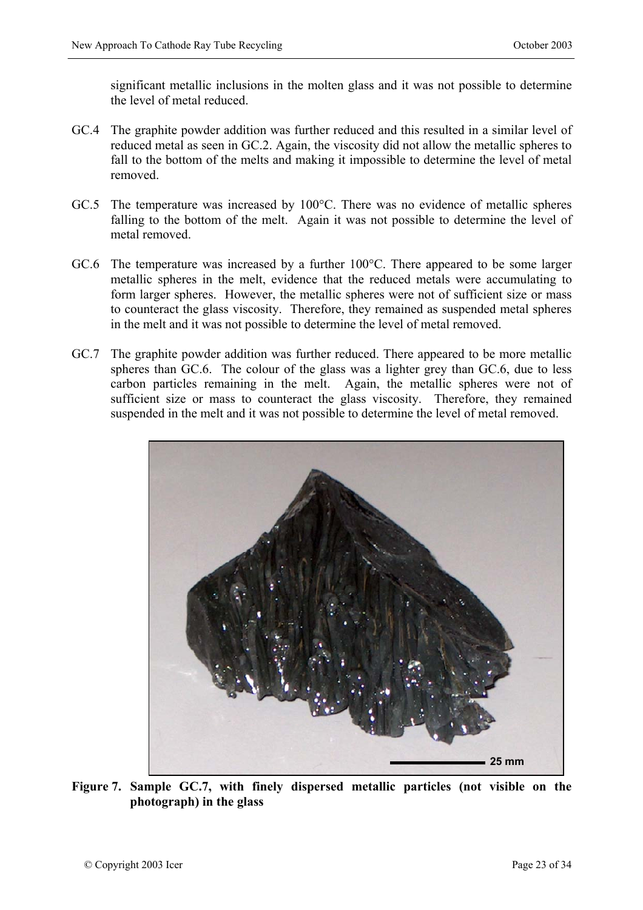significant metallic inclusions in the molten glass and it was not possible to determine the level of metal reduced.

GC.4 The graphite powder addition was further reduced and this resulted in a similar level of reduced metal as seen in GC.2. Again, the viscosity did not allow the metallic spheres to fall to the bottom of the melts and making it impossible to determine the level of metal removed.

GC.5 The temperature was increased by 100°C. There was no evidence of metallic spheres falling to the bottom of the melt. Again it was not possible to determine the level of metal removed.

GC.6 The temperature was increased by a further 100°C. There appeared to be some larger metallic spheres in the melt, evidence that the reduced metals were accumulating to form larger spheres. However, the metallic spheres were not of sufficient size or mass to counteract the glass viscosity. Therefore, they remained as suspended metal spheres in the melt and it was not possible to determine the level of metal removed.

GC.7 The graphite powder addition was further reduced. There appeared to be more metallic spheres than GC.6. The colour of the glass was a lighter grey than GC.6, due to less carbon particles remaining in the melt. Again, the metallic spheres were not of sufficient size or mass to counteract the glass viscosity. Therefore, they remained suspended in the melt and it was not possible to determine the level of metal removed.

**Figure 7. Sample GC.7, with finely dispersed metallic particles (not visible on the photograph) in the glass**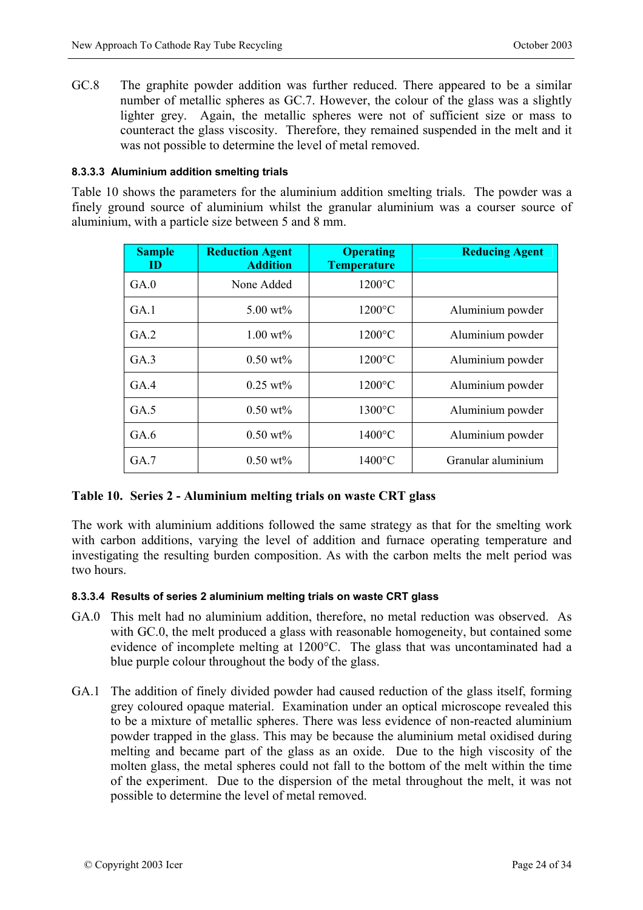GC.8 The graphite powder addition was further reduced. There appeared to be a similar number of metallic spheres as GC.7. However, the colour of the glass was a slightly lighter grey. Again, the metallic spheres were not of sufficient size or mass to counteract the glass viscosity. Therefore, they remained suspended in the melt and it was not possible to determine the level of metal removed.

#### 8.3.3.3 Aluminium addition smelting trials

Table 10 shows the parameters for the aluminium addition smelting trials. The powder was a finely ground source of aluminium whilst the granular aluminium was a courser source of aluminium, with a particle size between 5 and 8 mm.

| Sample ID | Reduction Agent Addition | Operating Temperature | Reducing Agent |
|---|---|---|---|
| GA.0 | None Added | 1200°C | |
| GA.1 | 5.00 wt% | 1200°C | Aluminium powder |
| GA.2 | 1.00 wt% | 1200°C | Aluminium powder |
| GA.3 | 0.50 wt% | 1200°C | Aluminium powder |
| GA.4 | 0.25 wt% | 1200°C | Aluminium powder |
| GA.5 | 0.50 wt% | 1300°C | Aluminium powder |
| GA.6 | 0.50 wt% | 1400°C | Aluminium powder |
| GA.7 | 0.50 wt% | 1400°C | Granular aluminium |

**Table 10. Series 2 - Aluminium melting trials on waste CRT glass**

The work with aluminium additions followed the same strategy as that for the smelting work with carbon additions, varying the level of addition and furnace operating temperature and investigating the resulting burden composition. As with the carbon melts the melt period was two hours.

#### 8.3.3.4 Results of series 2 aluminium melting trials on waste CRT glass

GA.0 This melt had no aluminium addition, therefore, no metal reduction was observed. As with GC.0, the melt produced a glass with reasonable homogeneity, but contained some evidence of incomplete melting at 1200°C. The glass that was uncontaminated had a blue purple colour throughout the body of the glass.

GA.1 The addition of finely divided powder had caused reduction of the glass itself, forming grey coloured opaque material. Examination under an optical microscope revealed this to be a mixture of metallic spheres. There was less evidence of non-reacted aluminium powder trapped in the glass. This may be because the aluminium metal oxidised during melting and became part of the glass as an oxide. Due to the high viscosity of the molten glass, the metal spheres could not fall to the bottom of the melt within the time of the experiment. Due to the dispersion of the metal throughout the melt, it was not possible to determine the level of metal removed.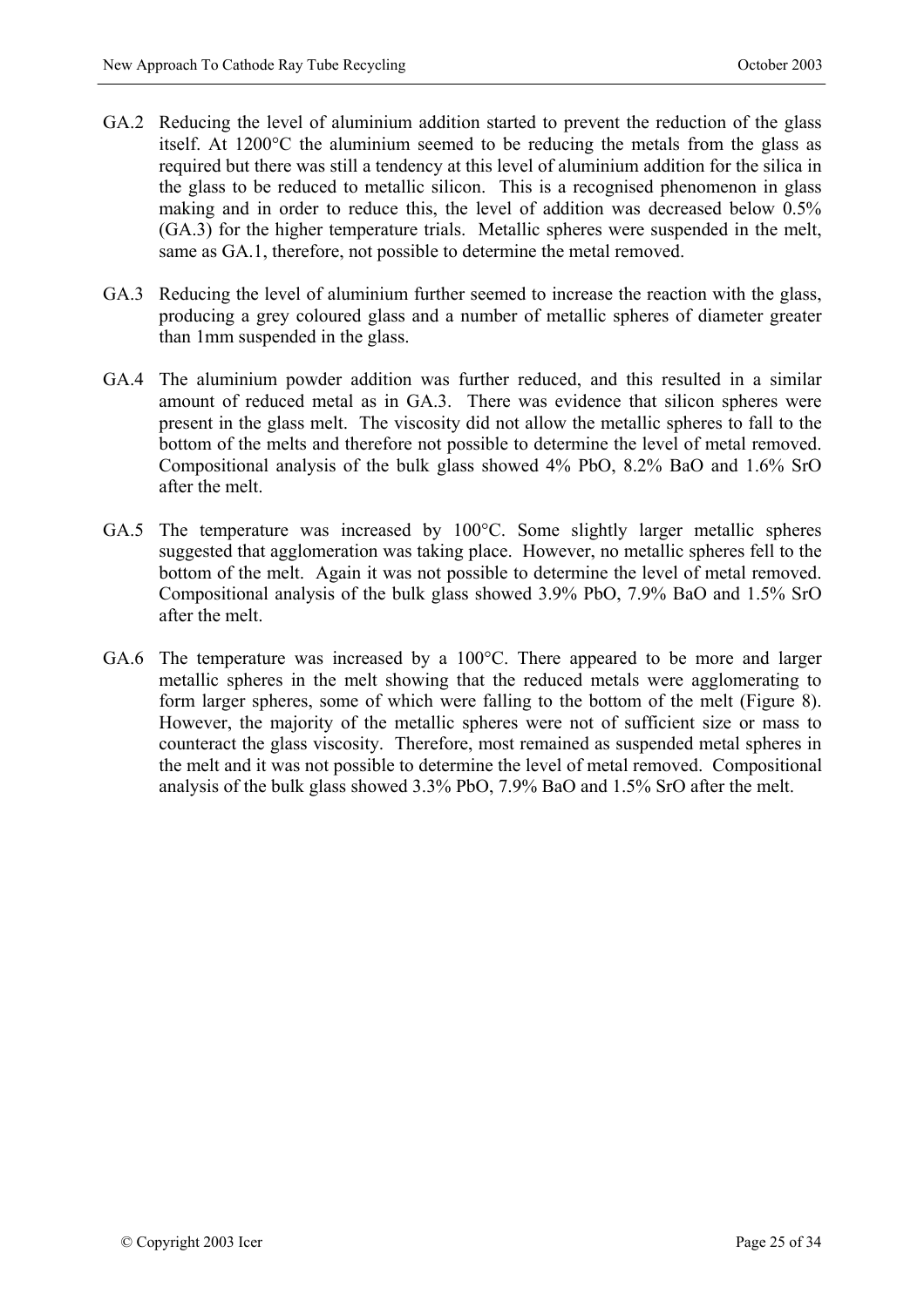GA.2 Reducing the level of aluminium addition started to prevent the reduction of the glass itself. At 1200°C the aluminium seemed to be reducing the metals from the glass as required but there was still a tendency at this level of aluminium addition for the silica in the glass to be reduced to metallic silicon. This is a recognised phenomenon in glass making and in order to reduce this, the level of addition was decreased below 0.5% (GA.3) for the higher temperature trials. Metallic spheres were suspended in the melt, same as GA.1, therefore, not possible to determine the metal removed.

GA.3 Reducing the level of aluminium further seemed to increase the reaction with the glass, producing a grey coloured glass and a number of metallic spheres of diameter greater than 1mm suspended in the glass.

GA.4 The aluminium powder addition was further reduced, and this resulted in a similar amount of reduced metal as in GA.3. There was evidence that silicon spheres were present in the glass melt. The viscosity did not allow the metallic spheres to fall to the bottom of the melts and therefore not possible to determine the level of metal removed. Compositional analysis of the bulk glass showed 4% PbO, 8.2% BaO and 1.6% SrO after the melt.

GA.5 The temperature was increased by 100°C. Some slightly larger metallic spheres suggested that agglomeration was taking place. However, no metallic spheres fell to the bottom of the melt. Again it was not possible to determine the level of metal removed. Compositional analysis of the bulk glass showed 3.9% PbO, 7.9% BaO and 1.5% SrO after the melt.

GA.6 The temperature was increased by a 100°C. There appeared to be more and larger metallic spheres in the melt showing that the reduced metals were agglomerating to form larger spheres, some of which were falling to the bottom of the melt (Figure 8). However, the majority of the metallic spheres were not of sufficient size or mass to counteract the glass viscosity. Therefore, most remained as suspended metal spheres in the melt and it was not possible to determine the level of metal removed. Compositional analysis of the bulk glass showed 3.3% PbO, 7.9% BaO and 1.5% SrO after the melt.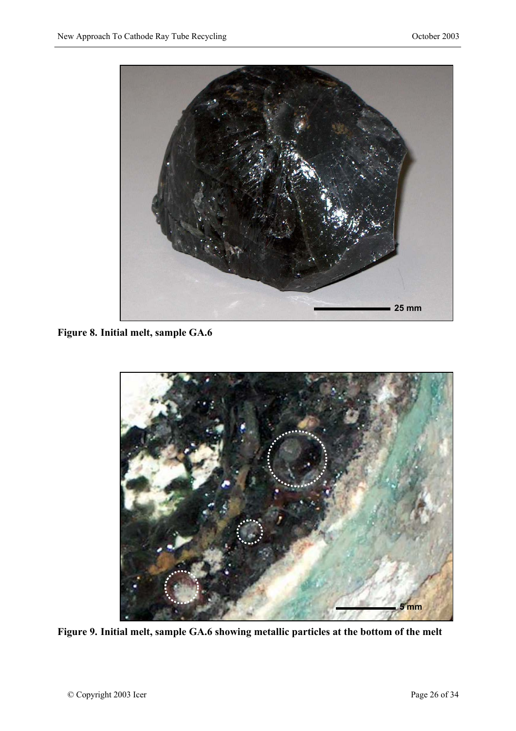**Figure 8. Initial melt, sample GA.6**

**Figure 9. Initial melt, sample GA.6 showing metallic particles at the bottom of the melt**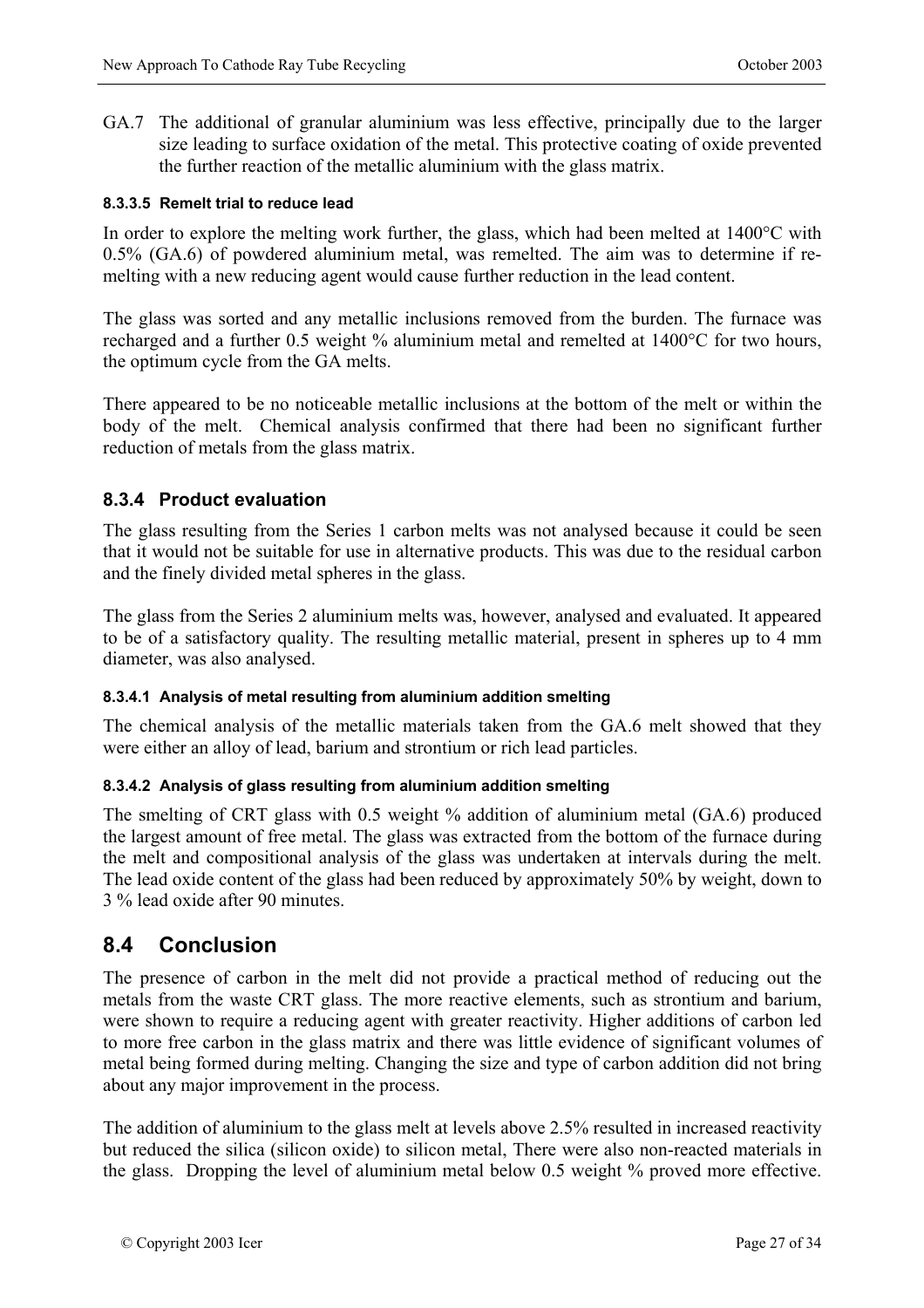GA.7 The additional of granular aluminium was less effective, principally due to the larger size leading to surface oxidation of the metal. This protective coating of oxide prevented the further reaction of the metallic aluminium with the glass matrix.

#### 8.3.3.5 Remelt trial to reduce lead

In order to explore the melting work further, the glass, which had been melted at 1400°C with 0.5% (GA.6) of powdered aluminium metal, was remelted. The aim was to determine if re-melting with a new reducing agent would cause further reduction in the lead content.

The glass was sorted and any metallic inclusions removed from the burden. The furnace was recharged and a further 0.5 weight % aluminium metal and remelted at 1400°C for two hours, the optimum cycle from the GA melts.

There appeared to be no noticeable metallic inclusions at the bottom of the melt or within the body of the melt. Chemical analysis confirmed that there had been no significant further reduction of metals from the glass matrix.

### 8.3.4 Product evaluation

The glass resulting from the Series 1 carbon melts was not analysed because it could be seen that it would not be suitable for use in alternative products. This was due to the residual carbon and the finely divided metal spheres in the glass.

The glass from the Series 2 aluminium melts was, however, analysed and evaluated. It appeared to be of a satisfactory quality. The resulting metallic material, present in spheres up to 4 mm diameter, was also analysed.

#### 8.3.4.1 Analysis of metal resulting from aluminium addition smelting

The chemical analysis of the metallic materials taken from the GA.6 melt showed that they were either an alloy of lead, barium and strontium or rich lead particles.

#### 8.3.4.2 Analysis of glass resulting from aluminium addition smelting

The smelting of CRT glass with 0.5 weight % addition of aluminium metal (GA.6) produced the largest amount of free metal. The glass was extracted from the bottom of the furnace during the melt and compositional analysis of the glass was undertaken at intervals during the melt. The lead oxide content of the glass had been reduced by approximately 50% by weight, down to 3 % lead oxide after 90 minutes.

## 8.4 Conclusion

The presence of carbon in the melt did not provide a practical method of reducing out the metals from the waste CRT glass. The more reactive elements, such as strontium and barium, were shown to require a reducing agent with greater reactivity. Higher additions of carbon led to more free carbon in the glass matrix and there was little evidence of significant volumes of metal being formed during melting. Changing the size and type of carbon addition did not bring about any major improvement in the process.

The addition of aluminium to the glass melt at levels above 2.5% resulted in increased reactivity but reduced the silica (silicon oxide) to silicon metal, There were also non-reacted materials in the glass. Dropping the level of aluminium metal below 0.5 weight % proved more effective.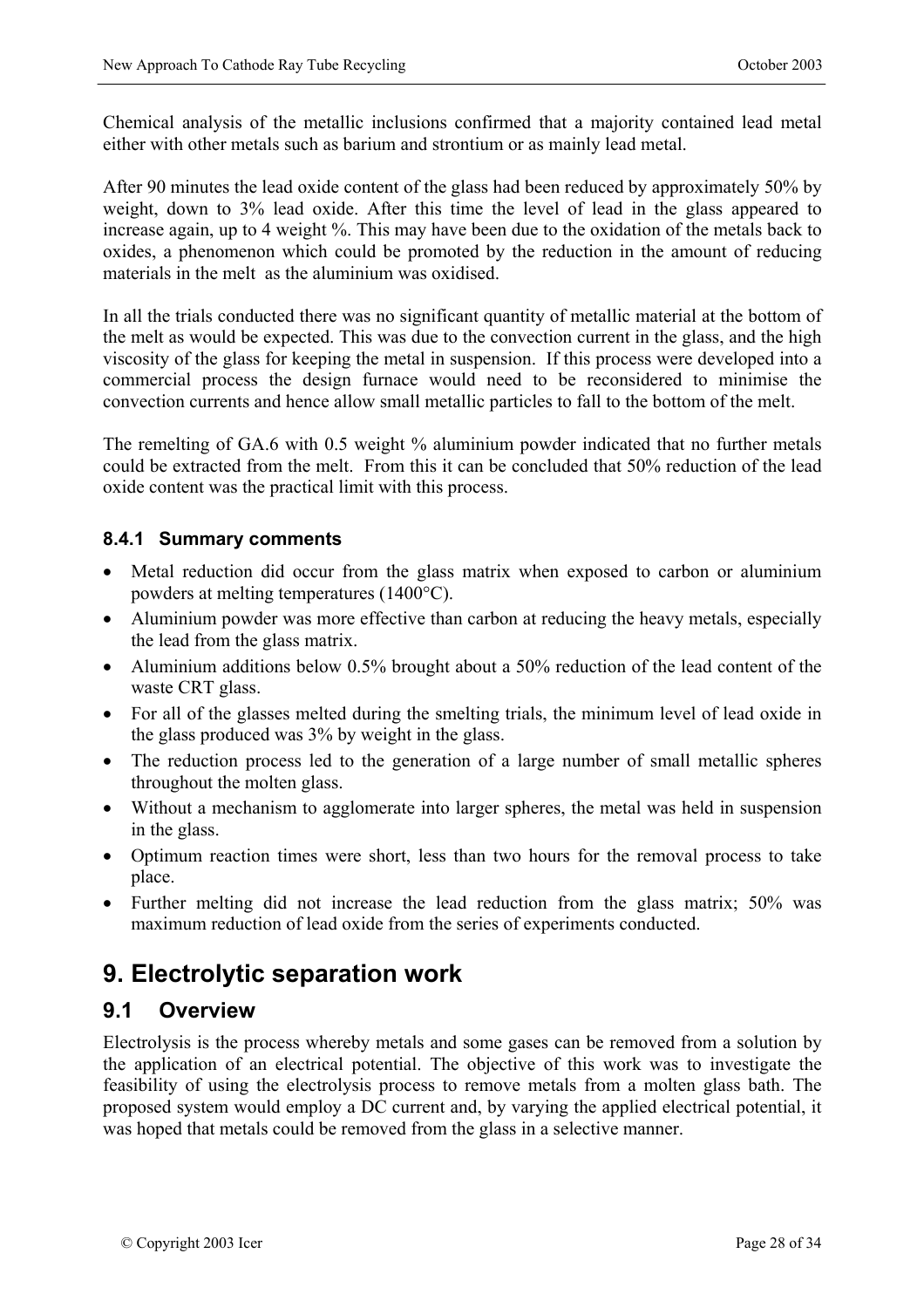Chemical analysis of the metallic inclusions confirmed that a majority contained lead metal either with other metals such as barium and strontium or as mainly lead metal.

After 90 minutes the lead oxide content of the glass had been reduced by approximately 50% by weight, down to 3% lead oxide. After this time the level of lead in the glass appeared to increase again, up to 4 weight %. This may have been due to the oxidation of the metals back to oxides, a phenomenon which could be promoted by the reduction in the amount of reducing materials in the melt as the aluminium was oxidised.

In all the trials conducted there was no significant quantity of metallic material at the bottom of the melt as would be expected. This was due to the convection current in the glass, and the high viscosity of the glass for keeping the metal in suspension. If this process were developed into a commercial process the design furnace would need to be reconsidered to minimise the convection currents and hence allow small metallic particles to fall to the bottom of the melt.

The remelting of GA.6 with 0.5 weight % aluminium powder indicated that no further metals could be extracted from the melt. From this it can be concluded that 50% reduction of the lead oxide content was the practical limit with this process.

### 8.4.1 Summary comments

- Metal reduction did occur from the glass matrix when exposed to carbon or aluminium powders at melting temperatures (1400°C).
- Aluminium powder was more effective than carbon at reducing the heavy metals, especially the lead from the glass matrix.
- Aluminium additions below 0.5% brought about a 50% reduction of the lead content of the waste CRT glass.
- For all of the glasses melted during the smelting trials, the minimum level of lead oxide in the glass produced was 3% by weight in the glass.
- The reduction process led to the generation of a large number of small metallic spheres throughout the molten glass.
- Without a mechanism to agglomerate into larger spheres, the metal was held in suspension in the glass.
- Optimum reaction times were short, less than two hours for the removal process to take place.
- Further melting did not increase the lead reduction from the glass matrix; 50% was maximum reduction of lead oxide from the series of experiments conducted.

# 9. Electrolytic separation work

## 9.1 Overview

Electrolysis is the process whereby metals and some gases can be removed from a solution by the application of an electrical potential. The objective of this work was to investigate the feasibility of using the electrolysis process to remove metals from a molten glass bath. The proposed system would employ a DC current and, by varying the applied electrical potential, it was hoped that metals could be removed from the glass in a selective manner.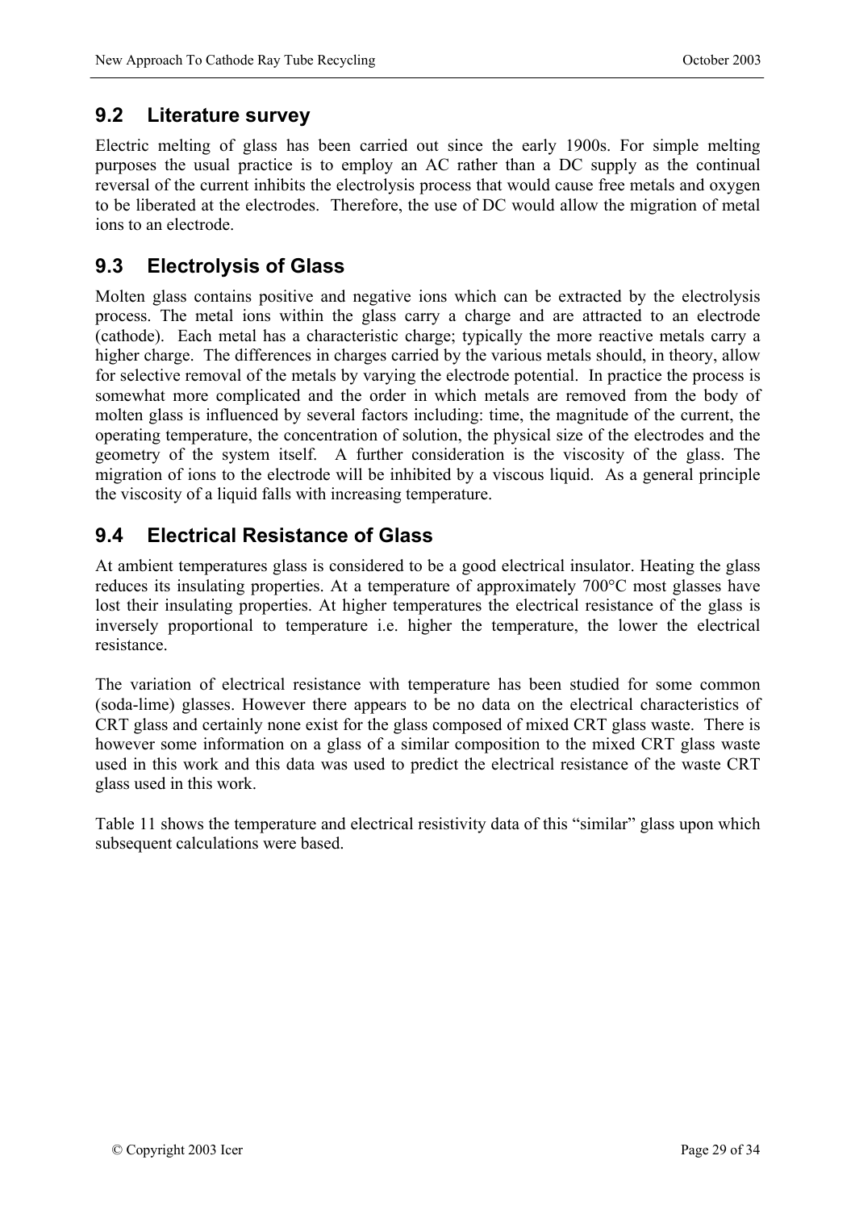## 9.2 Literature survey

Electric melting of glass has been carried out since the early 1900s. For simple melting purposes the usual practice is to employ an AC rather than a DC supply as the continual reversal of the current inhibits the electrolysis process that would cause free metals and oxygen to be liberated at the electrodes. Therefore, the use of DC would allow the migration of metal ions to an electrode.

## 9.3 Electrolysis of Glass

Molten glass contains positive and negative ions which can be extracted by the electrolysis process. The metal ions within the glass carry a charge and are attracted to an electrode (cathode). Each metal has a characteristic charge; typically the more reactive metals carry a higher charge. The differences in charges carried by the various metals should, in theory, allow for selective removal of the metals by varying the electrode potential. In practice the process is somewhat more complicated and the order in which metals are removed from the body of molten glass is influenced by several factors including: time, the magnitude of the current, the operating temperature, the concentration of solution, the physical size of the electrodes and the geometry of the system itself. A further consideration is the viscosity of the glass. The migration of ions to the electrode will be inhibited by a viscous liquid. As a general principle the viscosity of a liquid falls with increasing temperature.

## 9.4 Electrical Resistance of Glass

At ambient temperatures glass is considered to be a good electrical insulator. Heating the glass reduces its insulating properties. At a temperature of approximately 700°C most glasses have lost their insulating properties. At higher temperatures the electrical resistance of the glass is inversely proportional to temperature i.e. higher the temperature, the lower the electrical resistance.

The variation of electrical resistance with temperature has been studied for some common (soda-lime) glasses. However there appears to be no data on the electrical characteristics of CRT glass and certainly none exist for the glass composed of mixed CRT glass waste. There is however some information on a glass of a similar composition to the mixed CRT glass waste used in this work and this data was used to predict the electrical resistance of the waste CRT glass used in this work.

Table 11 shows the temperature and electrical resistivity data of this "similar" glass upon which subsequent calculations were based.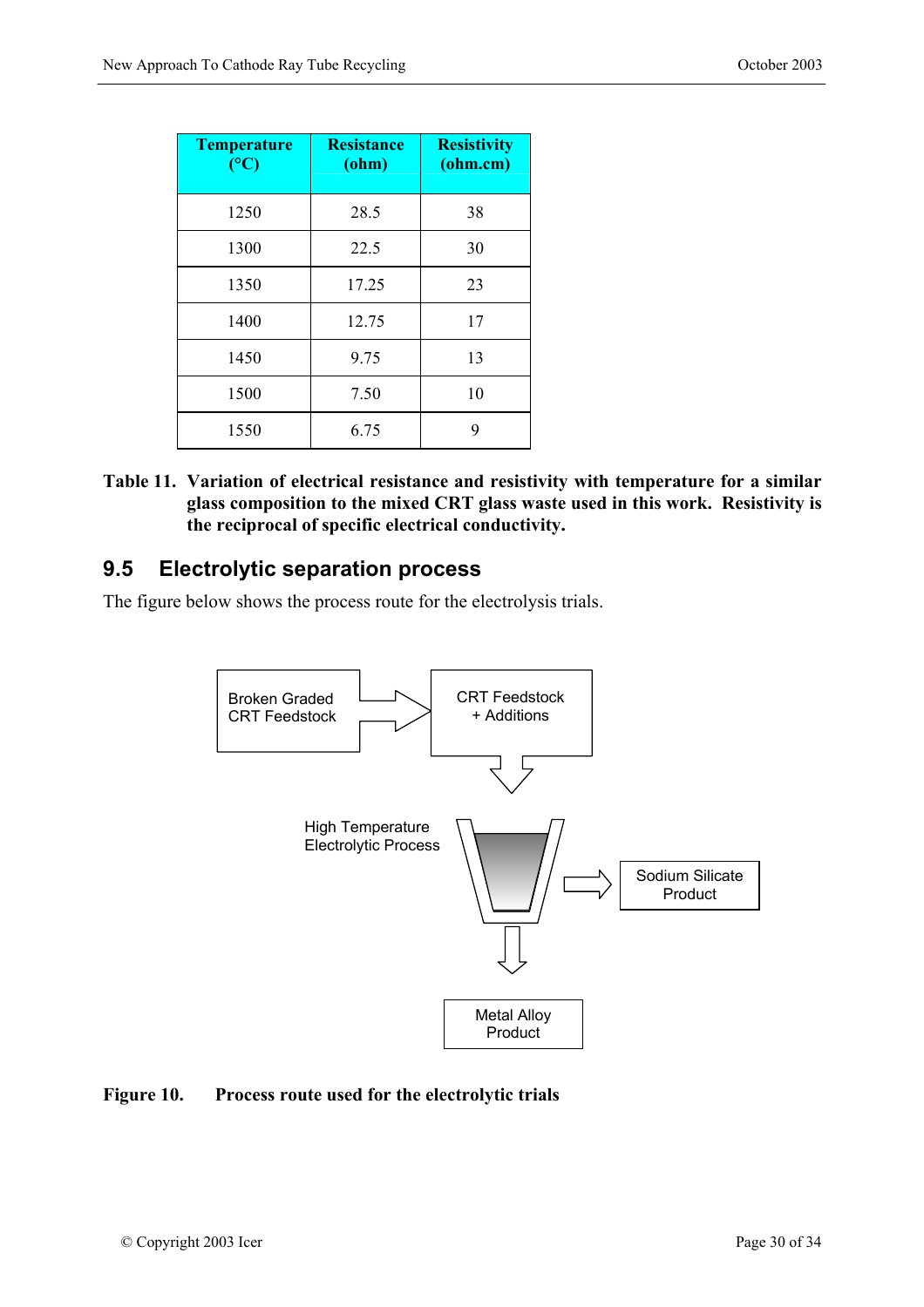| Temperature (°C) | Resistance (ohm) | Resistivity (ohm.cm) |
|---|---|---|
| 1250 | 28.5 | 38 |
| 1300 | 22.5 | 30 |
| 1350 | 17.25 | 23 |
| 1400 | 12.75 | 17 |
| 1450 | 9.75 | 13 |
| 1500 | 7.50 | 10 |
| 1550 | 6.75 | 9 |

**Table 11. Variation of electrical resistance and resistivity with temperature for a similar glass composition to the mixed CRT glass waste used in this work. Resistivity is the reciprocal of specific electrical conductivity.**

## 9.5 Electrolytic separation process

The figure below shows the process route for the electrolysis trials.

Broken Graded CRT Feedstock → CRT Feedstock + Additions → High Temperature Electrolytic Process → Sodium Silicate Product; Metal Alloy Product

**Figure 10. Process route used for the electrolytic trials**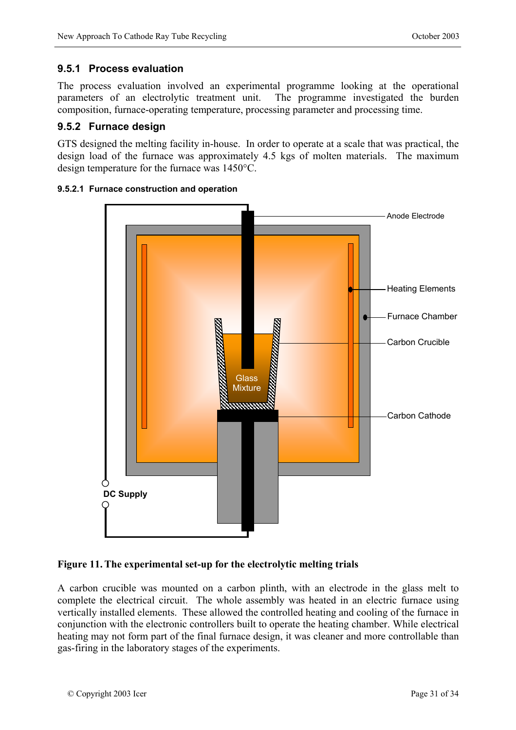### 9.5.1 Process evaluation

The process evaluation involved an experimental programme looking at the operational parameters of an electrolytic treatment unit. The programme investigated the burden composition, furnace-operating temperature, processing parameter and processing time.

### 9.5.2 Furnace design

GTS designed the melting facility in-house. In order to operate at a scale that was practical, the design load of the furnace was approximately 4.5 kgs of molten materials. The maximum design temperature for the furnace was 1450°C.

#### 9.5.2.1 Furnace construction and operation

**Figure 11. The experimental set-up for the electrolytic melting trials**

A carbon crucible was mounted on a carbon plinth, with an electrode in the glass melt to complete the electrical circuit. The whole assembly was heated in an electric furnace using vertically installed elements. These allowed the controlled heating and cooling of the furnace in conjunction with the electronic controllers built to operate the heating chamber. While electrical heating may not form part of the final furnace design, it was cleaner and more controllable than gas-firing in the laboratory stages of the experiments.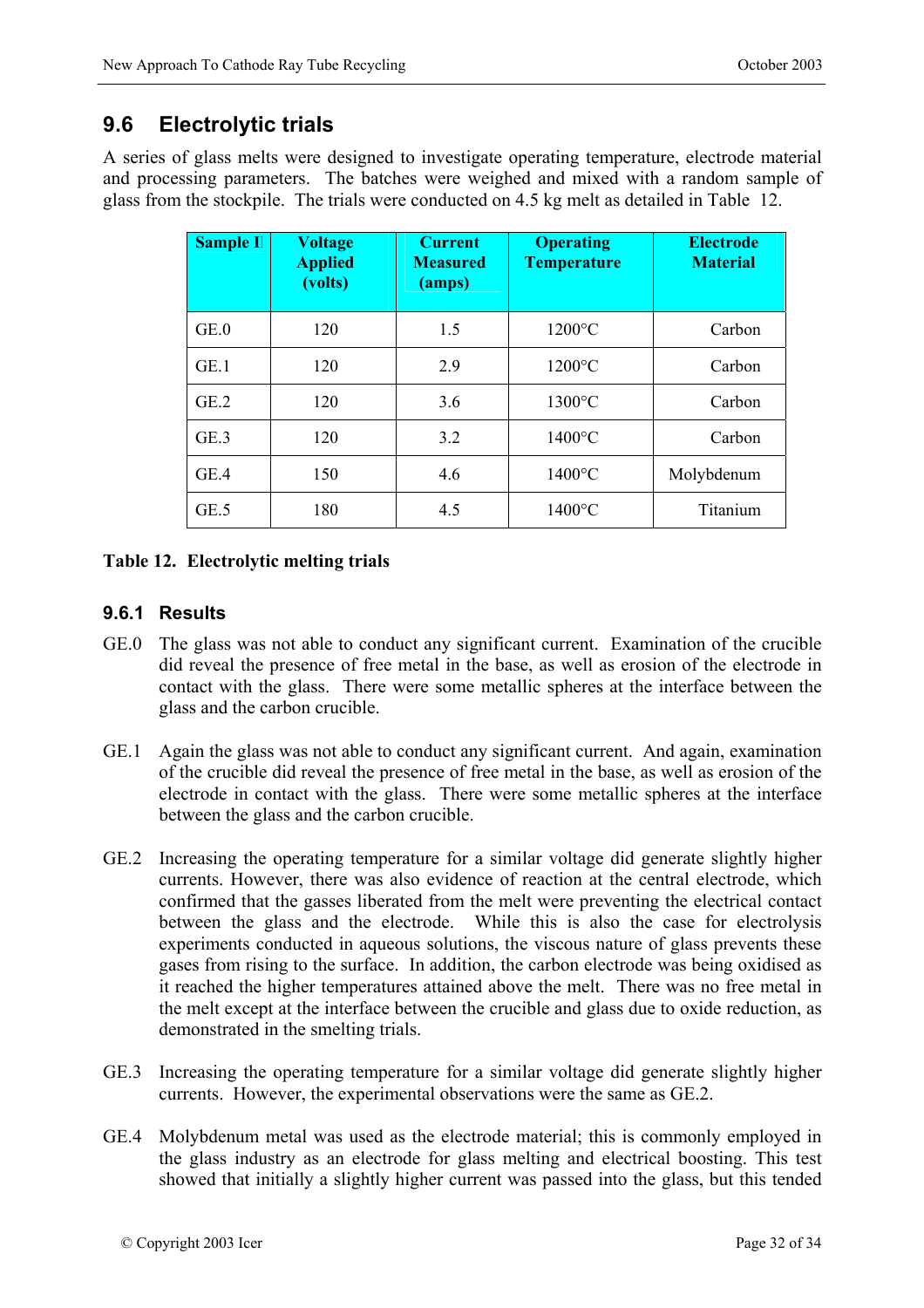## 9.6 Electrolytic trials

A series of glass melts were designed to investigate operating temperature, electrode material and processing parameters. The batches were weighed and mixed with a random sample of glass from the stockpile. The trials were conducted on 4.5 kg melt as detailed in Table 12.

| Sample I | Voltage Applied (volts) | Current Measured (amps) | Operating Temperature | Electrode Material |
|---|---|---|---|---|
| GE.0 | 120 | 1.5 | 1200°C | Carbon |
| GE.1 | 120 | 2.9 | 1200°C | Carbon |
| GE.2 | 120 | 3.6 | 1300°C | Carbon |
| GE.3 | 120 | 3.2 | 1400°C | Carbon |
| GE.4 | 150 | 4.6 | 1400°C | Molybdenum |
| GE.5 | 180 | 4.5 | 1400°C | Titanium |

**Table 12. Electrolytic melting trials**

### 9.6.1 Results

GE.0 The glass was not able to conduct any significant current. Examination of the crucible did reveal the presence of free metal in the base, as well as erosion of the electrode in contact with the glass. There were some metallic spheres at the interface between the glass and the carbon crucible.

GE.1 Again the glass was not able to conduct any significant current. And again, examination of the crucible did reveal the presence of free metal in the base, as well as erosion of the electrode in contact with the glass. There were some metallic spheres at the interface between the glass and the carbon crucible.

GE.2 Increasing the operating temperature for a similar voltage did generate slightly higher currents. However, there was also evidence of reaction at the central electrode, which confirmed that the gasses liberated from the melt were preventing the electrical contact between the glass and the electrode. While this is also the case for electrolysis experiments conducted in aqueous solutions, the viscous nature of glass prevents these gases from rising to the surface. In addition, the carbon electrode was being oxidised as it reached the higher temperatures attained above the melt. There was no free metal in the melt except at the interface between the crucible and glass due to oxide reduction, as demonstrated in the smelting trials.

GE.3 Increasing the operating temperature for a similar voltage did generate slightly higher currents. However, the experimental observations were the same as GE.2.

GE.4 Molybdenum metal was used as the electrode material; this is commonly employed in the glass industry as an electrode for glass melting and electrical boosting. This test showed that initially a slightly higher current was passed into the glass, but this tended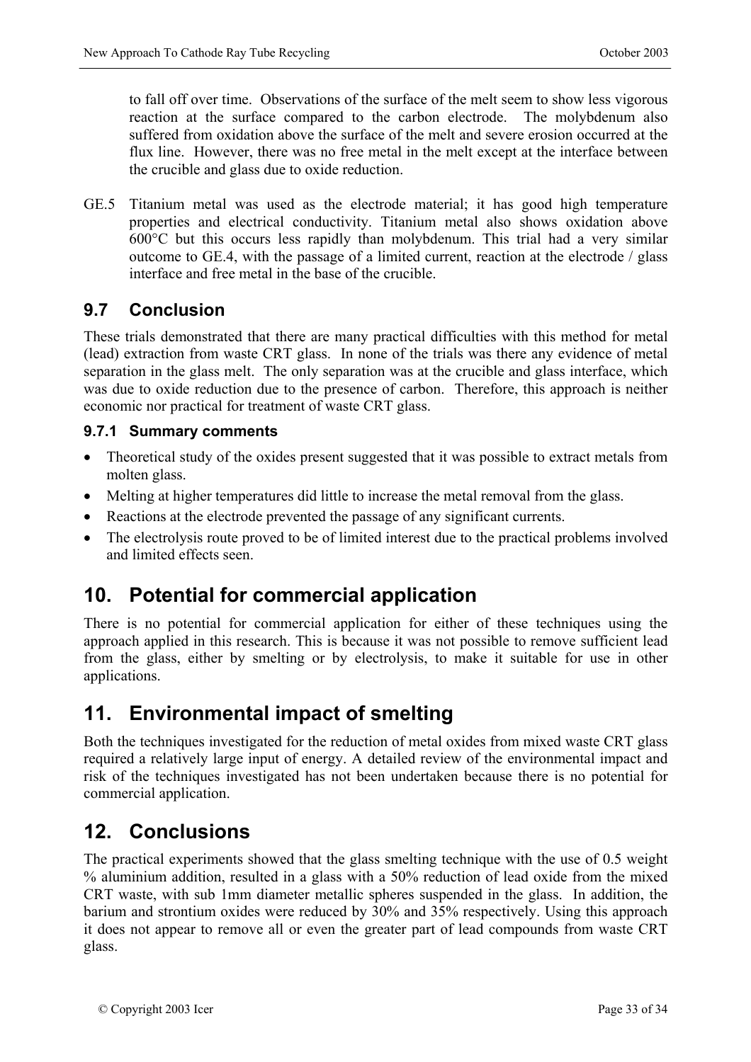to fall off over time. Observations of the surface of the melt seem to show less vigorous reaction at the surface compared to the carbon electrode. The molybdenum also suffered from oxidation above the surface of the melt and severe erosion occurred at the flux line. However, there was no free metal in the melt except at the interface between the crucible and glass due to oxide reduction.

GE.5 Titanium metal was used as the electrode material; it has good high temperature properties and electrical conductivity. Titanium metal also shows oxidation above 600°C but this occurs less rapidly than molybdenum. This trial had a very similar outcome to GE.4, with the passage of a limited current, reaction at the electrode / glass interface and free metal in the base of the crucible.

## 9.7 Conclusion

These trials demonstrated that there are many practical difficulties with this method for metal (lead) extraction from waste CRT glass. In none of the trials was there any evidence of metal separation in the glass melt. The only separation was at the crucible and glass interface, which was due to oxide reduction due to the presence of carbon. Therefore, this approach is neither economic nor practical for treatment of waste CRT glass.

### 9.7.1 Summary comments

- Theoretical study of the oxides present suggested that it was possible to extract metals from molten glass.
- Melting at higher temperatures did little to increase the metal removal from the glass.
- Reactions at the electrode prevented the passage of any significant currents.
- The electrolysis route proved to be of limited interest due to the practical problems involved and limited effects seen.

# 10. Potential for commercial application

There is no potential for commercial application for either of these techniques using the approach applied in this research. This is because it was not possible to remove sufficient lead from the glass, either by smelting or by electrolysis, to make it suitable for use in other applications.

# 11. Environmental impact of smelting

Both the techniques investigated for the reduction of metal oxides from mixed waste CRT glass required a relatively large input of energy. A detailed review of the environmental impact and risk of the techniques investigated has not been undertaken because there is no potential for commercial application.

# 12. Conclusions

The practical experiments showed that the glass smelting technique with the use of 0.5 weight % aluminium addition, resulted in a glass with a 50% reduction of lead oxide from the mixed CRT waste, with sub 1mm diameter metallic spheres suspended in the glass. In addition, the barium and strontium oxides were reduced by 30% and 35% respectively. Using this approach it does not appear to remove all or even the greater part of lead compounds from waste CRT glass.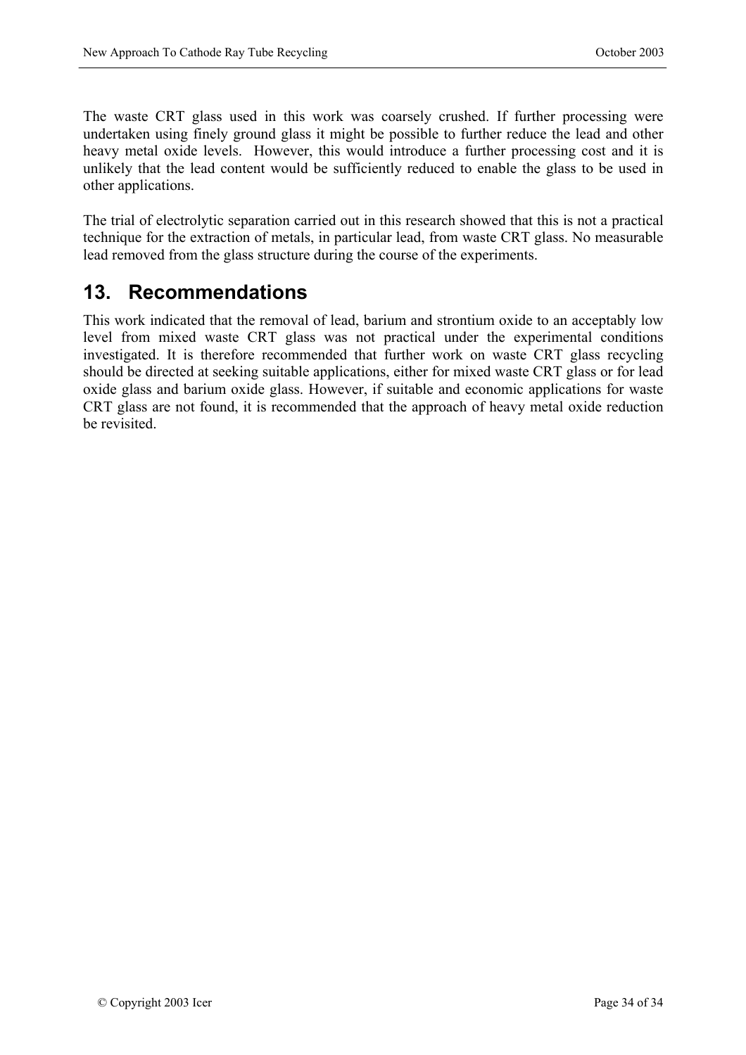The waste CRT glass used in this work was coarsely crushed. If further processing were undertaken using finely ground glass it might be possible to further reduce the lead and other heavy metal oxide levels. However, this would introduce a further processing cost and it is unlikely that the lead content would be sufficiently reduced to enable the glass to be used in other applications.

The trial of electrolytic separation carried out in this research showed that this is not a practical technique for the extraction of metals, in particular lead, from waste CRT glass. No measurable lead removed from the glass structure during the course of the experiments.

# 13. Recommendations

This work indicated that the removal of lead, barium and strontium oxide to an acceptably low level from mixed waste CRT glass was not practical under the experimental conditions investigated. It is therefore recommended that further work on waste CRT glass recycling should be directed at seeking suitable applications, either for mixed waste CRT glass or for lead oxide glass and barium oxide glass. However, if suitable and economic applications for waste CRT glass are not found, it is recommended that the approach of heavy metal oxide reduction be revisited.